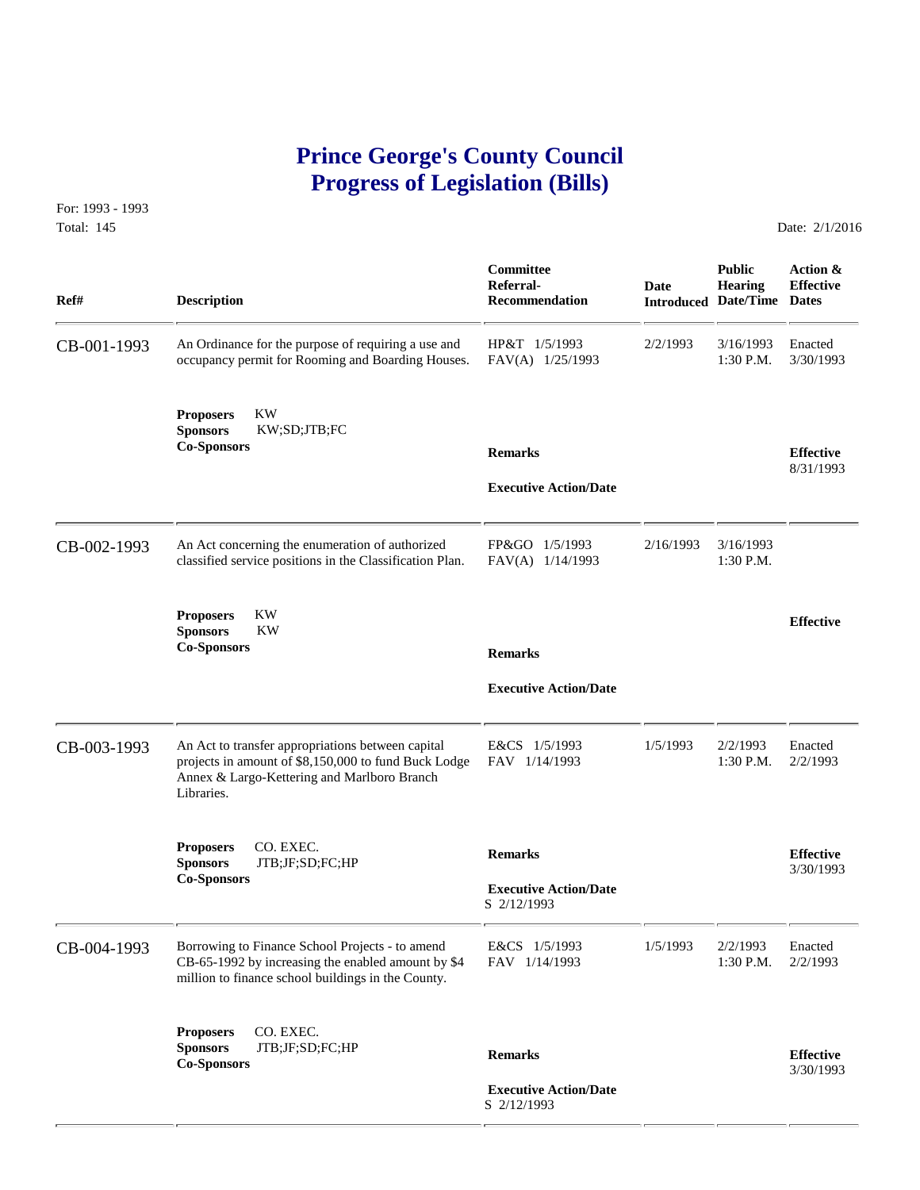# Prince George's County Council
# Progress of Legislation (Bills)

For: 1993 - 1993

Total: 145

Date: 2/1/2016

| Ref# | Description | Committee Referral-Recommendation | Date Introduced | Public Hearing Date/Time | Action & Effective Dates |
|---|---|---|---|---|---|
| CB-001-1993 | An Ordinance for the purpose of requiring a use and occupancy permit for Rooming and Boarding Houses. | HP&T 1/5/1993<br>FAV(A) 1/25/1993 | 2/2/1993 | 3/16/1993<br>1:30 P.M. | Enacted<br>3/30/1993 |
| | **Proposers** KW<br>**Sponsors** KW;SD;JTB;FC<br>**Co-Sponsors** | **Remarks**<br><br>**Executive Action/Date** | | | **Effective**<br>8/31/1993 |
| CB-002-1993 | An Act concerning the enumeration of authorized classified service positions in the Classification Plan. | FP&GO 1/5/1993<br>FAV(A) 1/14/1993 | 2/16/1993 | 3/16/1993<br>1:30 P.M. | |
| | **Proposers** KW<br>**Sponsors** KW<br>**Co-Sponsors** | **Remarks**<br><br>**Executive Action/Date** | | | **Effective** |
| CB-003-1993 | An Act to transfer appropriations between capital projects in amount of $8,150,000 to fund Buck Lodge Annex & Largo-Kettering and Marlboro Branch Libraries. | E&CS 1/5/1993<br>FAV 1/14/1993 | 1/5/1993 | 2/2/1993<br>1:30 P.M. | Enacted<br>2/2/1993 |
| | **Proposers** CO. EXEC.<br>**Sponsors** JTB;JF;SD;FC;HP<br>**Co-Sponsors** | **Remarks**<br><br>**Executive Action/Date**<br>S 2/12/1993 | | | **Effective**<br>3/30/1993 |
| CB-004-1993 | Borrowing to Finance School Projects - to amend CB-65-1992 by increasing the enabled amount by $4 million to finance school buildings in the County. | E&CS 1/5/1993<br>FAV 1/14/1993 | 1/5/1993 | 2/2/1993<br>1:30 P.M. | Enacted<br>2/2/1993 |
| | **Proposers** CO. EXEC.<br>**Sponsors** JTB;JF;SD;FC;HP<br>**Co-Sponsors** | **Remarks**<br><br>**Executive Action/Date**<br>S 2/12/1993 | | | **Effective**<br>3/30/1993 |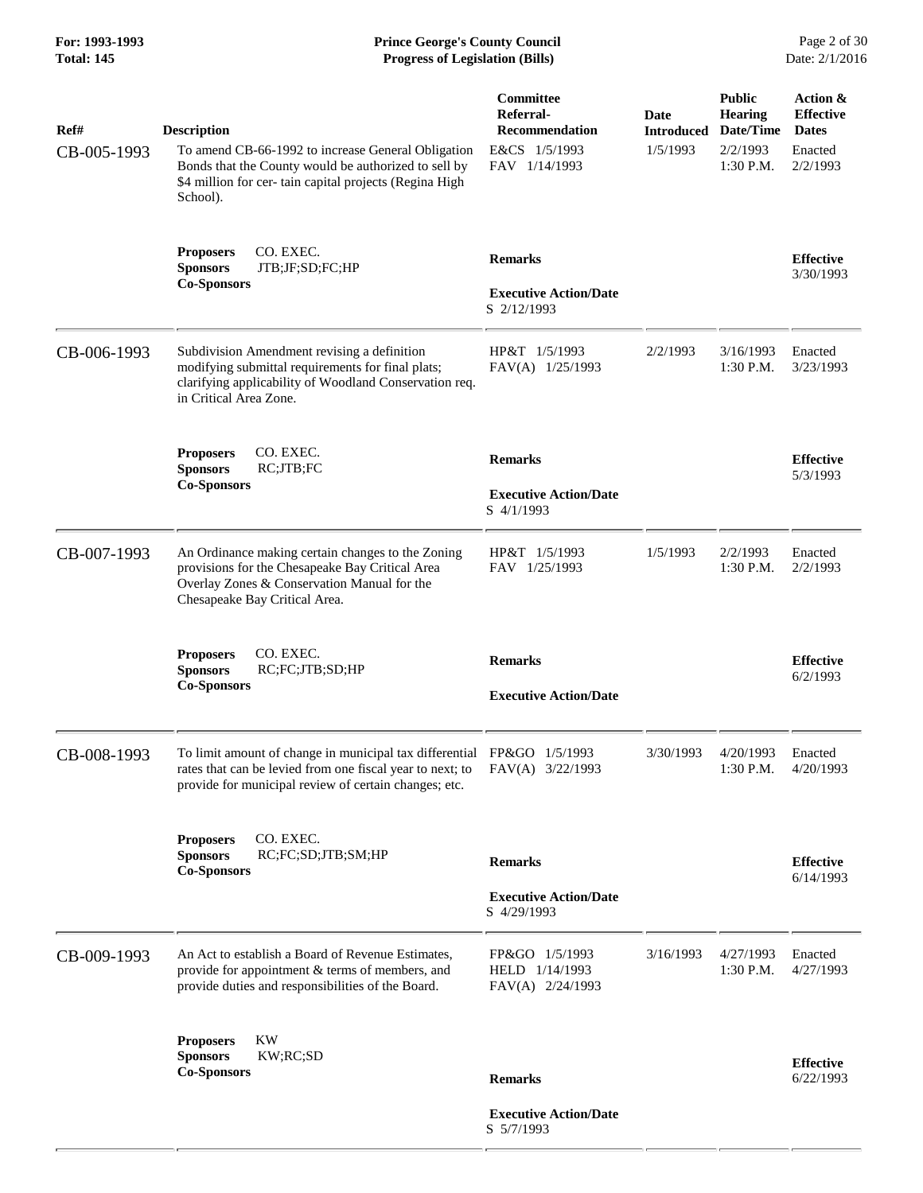| Ref# | Description | Committee Referral-Recommendation | Date Introduced | Public Hearing Date/Time | Action & Effective Dates |
|---|---|---|---|---|---|
| CB-005-1993 | To amend CB-66-1992 to increase General Obligation Bonds that the County would be authorized to sell by $4 million for cer- tain capital projects (Regina High School). | E&CS 1/5/1993<br>FAV 1/14/1993 | 1/5/1993 | 2/2/1993<br>1:30 P.M. | Enacted<br>2/2/1993 |
| | **Proposers** CO. EXEC.<br>**Sponsors** JTB;JF;SD;FC;HP<br>**Co-Sponsors** | **Remarks**<br><br>**Executive Action/Date**<br>S 2/12/1993 | | | **Effective**<br>3/30/1993 |
| CB-006-1993 | Subdivision Amendment revising a definition modifying submittal requirements for final plats; clarifying applicability of Woodland Conservation req. in Critical Area Zone. | HP&T 1/5/1993<br>FAV(A) 1/25/1993 | 2/2/1993 | 3/16/1993<br>1:30 P.M. | Enacted<br>3/23/1993 |
| | **Proposers** CO. EXEC.<br>**Sponsors** RC;JTB;FC<br>**Co-Sponsors** | **Remarks**<br><br>**Executive Action/Date**<br>S 4/1/1993 | | | **Effective**<br>5/3/1993 |
| CB-007-1993 | An Ordinance making certain changes to the Zoning provisions for the Chesapeake Bay Critical Area Overlay Zones & Conservation Manual for the Chesapeake Bay Critical Area. | HP&T 1/5/1993<br>FAV 1/25/1993 | 1/5/1993 | 2/2/1993<br>1:30 P.M. | Enacted<br>2/2/1993 |
| | **Proposers** CO. EXEC.<br>**Sponsors** RC;FC;JTB;SD;HP<br>**Co-Sponsors** | **Remarks**<br><br>**Executive Action/Date** | | | **Effective**<br>6/2/1993 |
| CB-008-1993 | To limit amount of change in municipal tax differential rates that can be levied from one fiscal year to next; to provide for municipal review of certain changes; etc. | FP&GO 1/5/1993<br>FAV(A) 3/22/1993 | 3/30/1993 | 4/20/1993<br>1:30 P.M. | Enacted<br>4/20/1993 |
| | **Proposers** CO. EXEC.<br>**Sponsors** RC;FC;SD;JTB;SM;HP<br>**Co-Sponsors** | **Remarks**<br><br>**Executive Action/Date**<br>S 4/29/1993 | | | **Effective**<br>6/14/1993 |
| CB-009-1993 | An Act to establish a Board of Revenue Estimates, provide for appointment & terms of members, and provide duties and responsibilities of the Board. | FP&GO 1/5/1993<br>HELD 1/14/1993<br>FAV(A) 2/24/1993 | 3/16/1993 | 4/27/1993<br>1:30 P.M. | Enacted<br>4/27/1993 |
| | **Proposers** KW<br>**Sponsors** KW;RC;SD<br>**Co-Sponsors** | **Remarks**<br><br>**Executive Action/Date**<br>S 5/7/1993 | | | **Effective**<br>6/22/1993 |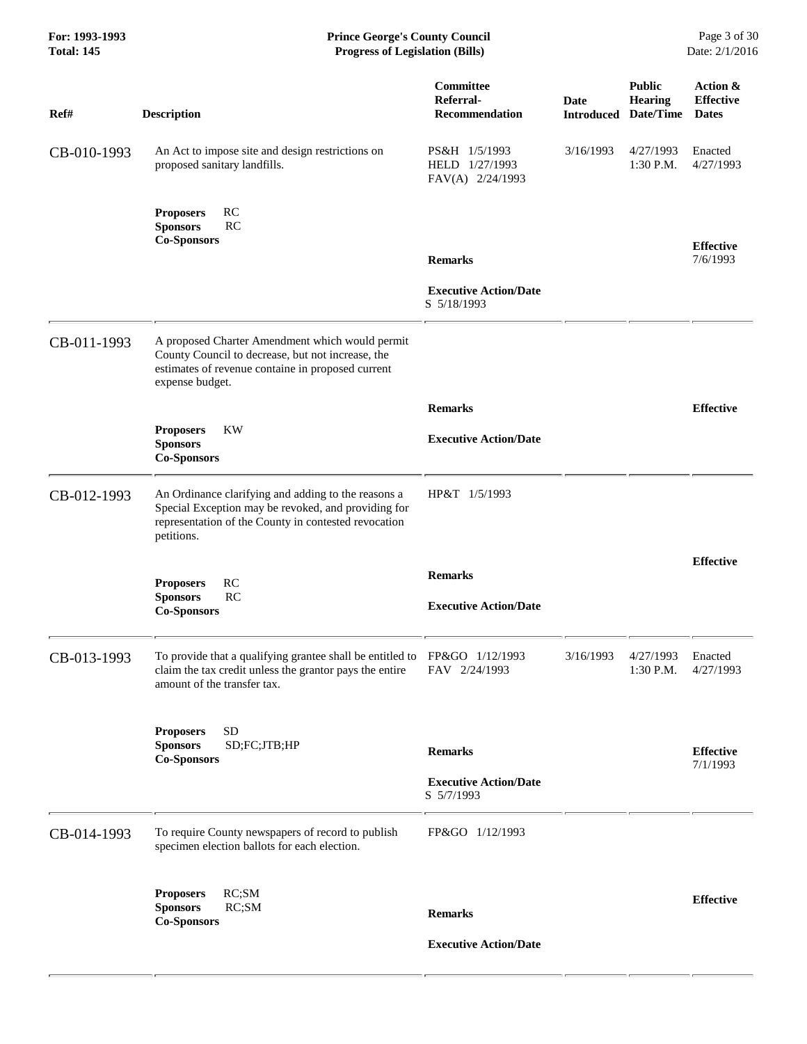| Ref# | Description | Committee Referral-Recommendation | Date Introduced | Public Hearing Date/Time | Action & Effective Dates |
|---|---|---|---|---|---|
| CB-010-1993 | An Act to impose site and design restrictions on proposed sanitary landfills.<br><br>**Proposers** RC<br>**Sponsors** RC<br>**Co-Sponsors** | PS&H 1/5/1993<br>HELD 1/27/1993<br>FAV(A) 2/24/1993<br><br>**Remarks**<br><br>**Executive Action/Date**<br>S 5/18/1993 | 3/16/1993 | 4/27/1993<br>1:30 P.M. | Enacted<br>4/27/1993<br><br>**Effective**<br>7/6/1993 |
| CB-011-1993 | A proposed Charter Amendment which would permit County Council to decrease, but not increase, the estimates of revenue containe in proposed current expense budget.<br><br>**Proposers** KW<br>**Sponsors**<br>**Co-Sponsors** | **Remarks**<br><br>**Executive Action/Date** | | | **Effective** |
| CB-012-1993 | An Ordinance clarifying and adding to the reasons a Special Exception may be revoked, and providing for representation of the County in contested revocation petitions.<br><br>**Proposers** RC<br>**Sponsors** RC<br>**Co-Sponsors** | HP&T 1/5/1993<br><br>**Remarks**<br><br>**Executive Action/Date** | | | **Effective** |
| CB-013-1993 | To provide that a qualifying grantee shall be entitled to claim the tax credit unless the grantor pays the entire amount of the transfer tax.<br><br>**Proposers** SD<br>**Sponsors** SD;FC;JTB;HP<br>**Co-Sponsors** | FP&GO 1/12/1993<br>FAV 2/24/1993<br><br>**Remarks**<br><br>**Executive Action/Date**<br>S 5/7/1993 | 3/16/1993 | 4/27/1993<br>1:30 P.M. | Enacted<br>4/27/1993<br><br>**Effective**<br>7/1/1993 |
| CB-014-1993 | To require County newspapers of record to publish specimen election ballots for each election.<br><br>**Proposers** RC;SM<br>**Sponsors** RC;SM<br>**Co-Sponsors** | FP&GO 1/12/1993<br><br>**Remarks**<br><br>**Executive Action/Date** | | | **Effective** |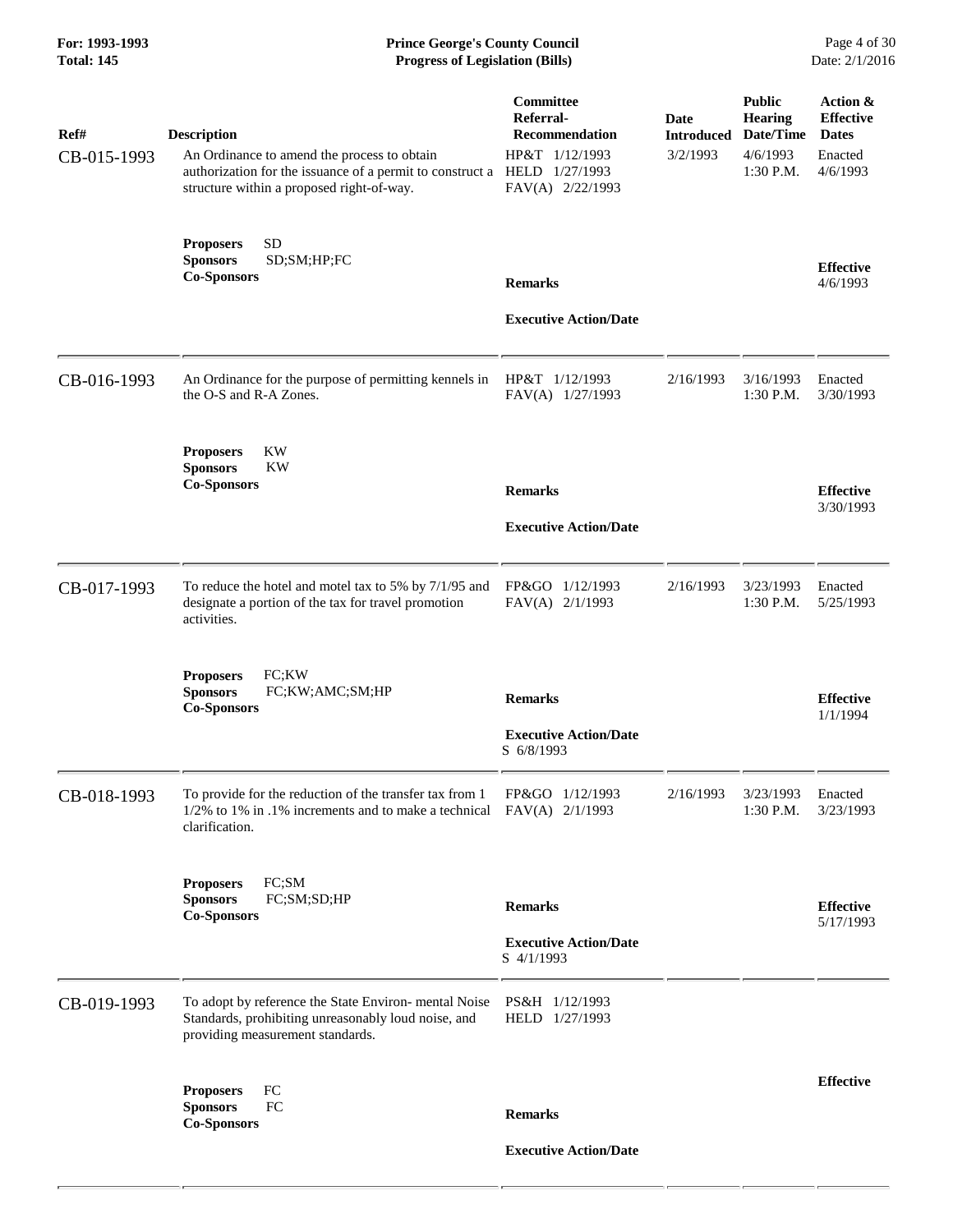| Ref# | Description | Committee Referral-Recommendation | Date Introduced | Public Hearing Date/Time | Action & Effective Dates |
| --- | --- | --- | --- | --- | --- |
| CB-015-1993 | An Ordinance to amend the process to obtain authorization for the issuance of a permit to construct a structure within a proposed right-of-way. | HP&T 1/12/1993<br>HELD 1/27/1993<br>FAV(A) 2/22/1993 | 3/2/1993 | 4/6/1993<br>1:30 P.M. | Enacted<br>4/6/1993 |
| | **Proposers** SD<br>**Sponsors** SD;SM;HP;FC<br>**Co-Sponsors** | **Remarks**<br><br>**Executive Action/Date** | | | **Effective**<br>4/6/1993 |
| CB-016-1993 | An Ordinance for the purpose of permitting kennels in the O-S and R-A Zones. | HP&T 1/12/1993<br>FAV(A) 1/27/1993 | 2/16/1993 | 3/16/1993<br>1:30 P.M. | Enacted<br>3/30/1993 |
| | **Proposers** KW<br>**Sponsors** KW<br>**Co-Sponsors** | **Remarks**<br><br>**Executive Action/Date** | | | **Effective**<br>3/30/1993 |
| CB-017-1993 | To reduce the hotel and motel tax to 5% by 7/1/95 and designate a portion of the tax for travel promotion activities. | FP&GO 1/12/1993<br>FAV(A) 2/1/1993 | 2/16/1993 | 3/23/1993<br>1:30 P.M. | Enacted<br>5/25/1993 |
| | **Proposers** FC;KW<br>**Sponsors** FC;KW;AMC;SM;HP<br>**Co-Sponsors** | **Remarks**<br><br>**Executive Action/Date**<br>S 6/8/1993 | | | **Effective**<br>1/1/1994 |
| CB-018-1993 | To provide for the reduction of the transfer tax from 1 1/2% to 1% in .1% increments and to make a technical clarification. | FP&GO 1/12/1993<br>FAV(A) 2/1/1993 | 2/16/1993 | 3/23/1993<br>1:30 P.M. | Enacted<br>3/23/1993 |
| | **Proposers** FC;SM<br>**Sponsors** FC;SM;SD;HP<br>**Co-Sponsors** | **Remarks**<br><br>**Executive Action/Date**<br>S 4/1/1993 | | | **Effective**<br>5/17/1993 |
| CB-019-1993 | To adopt by reference the State Environ- mental Noise Standards, prohibiting unreasonably loud noise, and providing measurement standards. | PS&H 1/12/1993<br>HELD 1/27/1993 | | | |
| | **Proposers** FC<br>**Sponsors** FC<br>**Co-Sponsors** | **Remarks**<br><br>**Executive Action/Date** | | | **Effective** |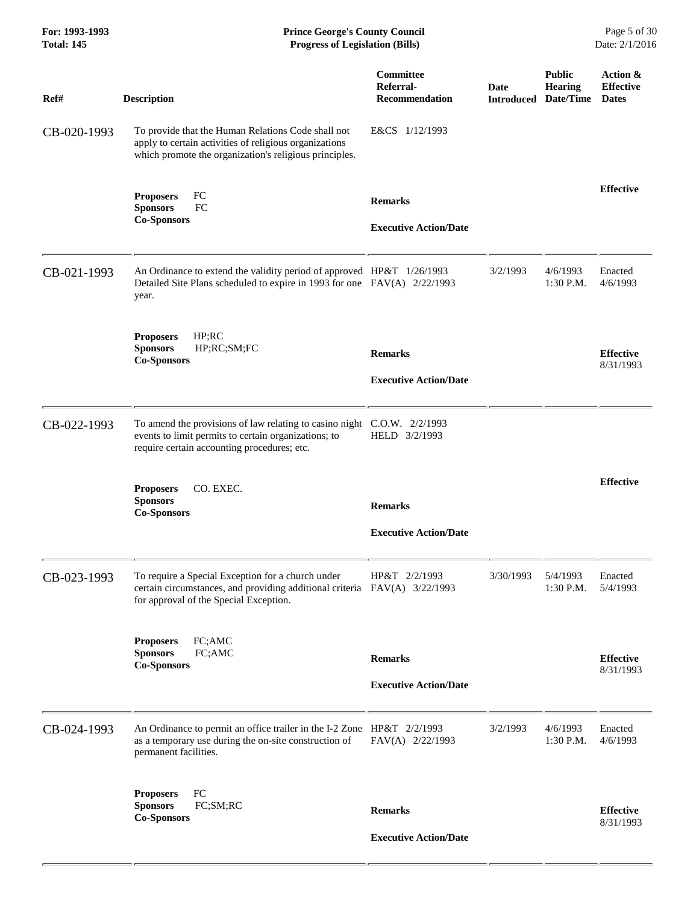| Ref# | Description | Committee Referral-Recommendation | Date Introduced | Public Hearing Date/Time | Action & Effective Dates |
|---|---|---|---|---|---|
| CB-020-1993 | To provide that the Human Relations Code shall not apply to certain activities of religious organizations which promote the organization's religious principles. | E&CS 1/12/1993 | | | |
| | **Proposers** FC<br>**Sponsors** FC<br>**Co-Sponsors** | **Remarks**<br><br>**Executive Action/Date** | | | **Effective** |
| CB-021-1993 | An Ordinance to extend the validity period of approved Detailed Site Plans scheduled to expire in 1993 for one year. | HP&T 1/26/1993<br>FAV(A) 2/22/1993 | 3/2/1993 | 4/6/1993<br>1:30 P.M. | Enacted<br>4/6/1993 |
| | **Proposers** HP;RC<br>**Sponsors** HP;RC;SM;FC<br>**Co-Sponsors** | **Remarks**<br><br>**Executive Action/Date** | | | **Effective**<br>8/31/1993 |
| CB-022-1993 | To amend the provisions of law relating to casino night events to limit permits to certain organizations; to require certain accounting procedures; etc. | C.O.W. 2/2/1993<br>HELD 3/2/1993 | | | |
| | **Proposers** CO. EXEC.<br>**Sponsors**<br>**Co-Sponsors** | **Remarks**<br><br>**Executive Action/Date** | | | **Effective** |
| CB-023-1993 | To require a Special Exception for a church under certain circumstances, and providing additional criteria for approval of the Special Exception. | HP&T 2/2/1993<br>FAV(A) 3/22/1993 | 3/30/1993 | 5/4/1993<br>1:30 P.M. | Enacted<br>5/4/1993 |
| | **Proposers** FC;AMC<br>**Sponsors** FC;AMC<br>**Co-Sponsors** | **Remarks**<br><br>**Executive Action/Date** | | | **Effective**<br>8/31/1993 |
| CB-024-1993 | An Ordinance to permit an office trailer in the I-2 Zone as a temporary use during the on-site construction of permanent facilities. | HP&T 2/2/1993<br>FAV(A) 2/22/1993 | 3/2/1993 | 4/6/1993<br>1:30 P.M. | Enacted<br>4/6/1993 |
| | **Proposers** FC<br>**Sponsors** FC;SM;RC<br>**Co-Sponsors** | **Remarks**<br><br>**Executive Action/Date** | | | **Effective**<br>8/31/1993 |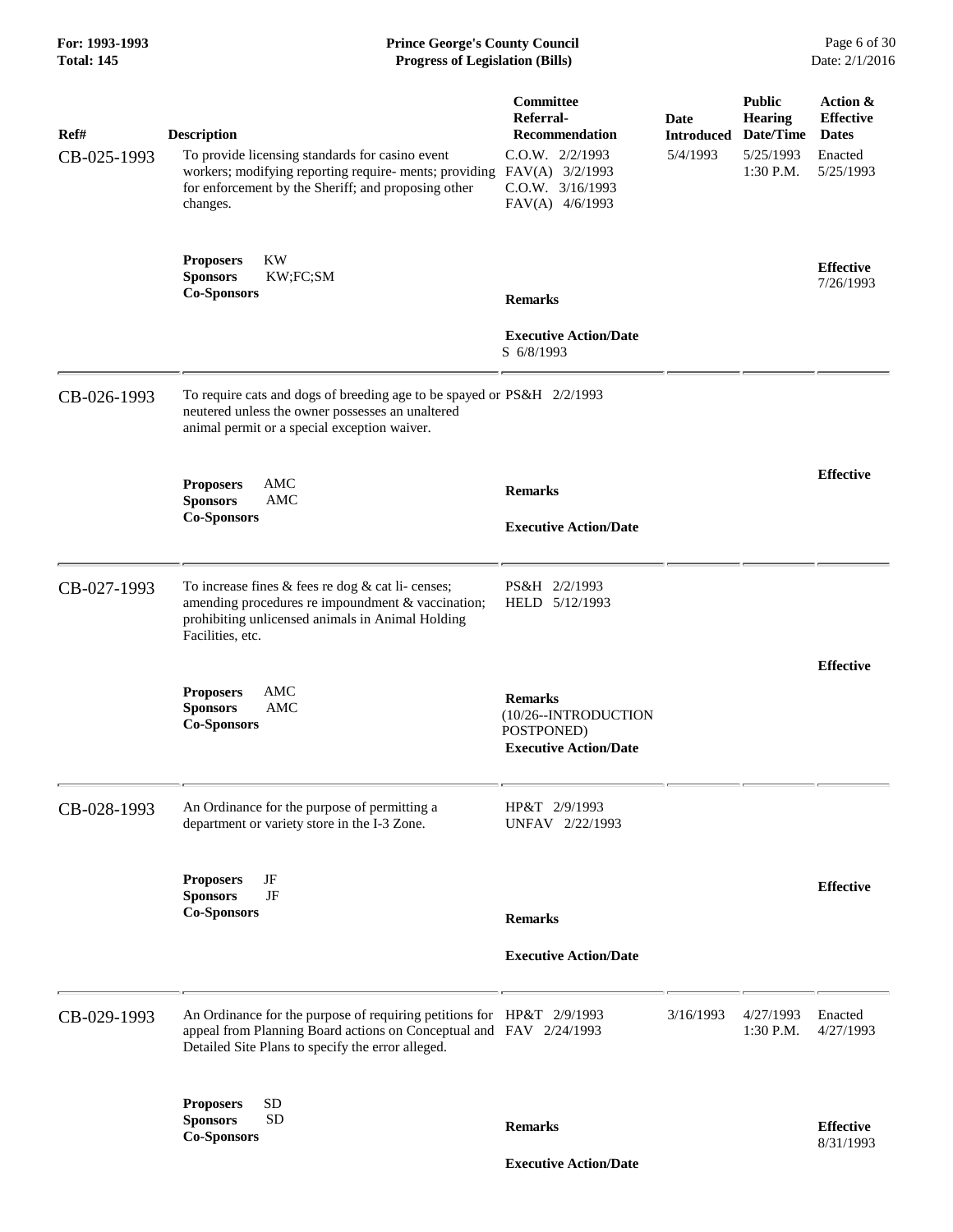| Ref# | Description | Committee Referral-Recommendation | Date Introduced | Public Hearing Date/Time | Action & Effective Dates |
|---|---|---|---|---|---|
| CB-025-1993 | To provide licensing standards for casino event workers; modifying reporting require- ments; providing for enforcement by the Sheriff; and proposing other changes. | C.O.W. 2/2/1993<br>FAV(A) 3/2/1993<br>C.O.W. 3/16/1993<br>FAV(A) 4/6/1993 | 5/4/1993 | 5/25/1993 1:30 P.M. | Enacted 5/25/1993 |
| | **Proposers** KW<br>**Sponsors** KW;FC;SM<br>**Co-Sponsors** | **Remarks**<br><br>**Executive Action/Date**<br>S 6/8/1993 | | | **Effective** 7/26/1993 |
| CB-026-1993 | To require cats and dogs of breeding age to be spayed or neutered unless the owner possesses an unaltered animal permit or a special exception waiver. | PS&H 2/2/1993 | | | |
| | **Proposers** AMC<br>**Sponsors** AMC<br>**Co-Sponsors** | **Remarks**<br><br>**Executive Action/Date** | | | **Effective** |
| CB-027-1993 | To increase fines & fees re dog & cat li- censes; amending procedures re impoundment & vaccination; prohibiting unlicensed animals in Animal Holding Facilities, etc. | PS&H 2/2/1993<br>HELD 5/12/1993 | | | |
| | **Proposers** AMC<br>**Sponsors** AMC<br>**Co-Sponsors** | **Remarks**<br>(10/26--INTRODUCTION POSTPONED)<br>**Executive Action/Date** | | | **Effective** |
| CB-028-1993 | An Ordinance for the purpose of permitting a department or variety store in the I-3 Zone. | HP&T 2/9/1993<br>UNFAV 2/22/1993 | | | |
| | **Proposers** JF<br>**Sponsors** JF<br>**Co-Sponsors** | **Remarks**<br><br>**Executive Action/Date** | | | **Effective** |
| CB-029-1993 | An Ordinance for the purpose of requiring petitions for appeal from Planning Board actions on Conceptual and Detailed Site Plans to specify the error alleged. | HP&T 2/9/1993<br>FAV 2/24/1993 | 3/16/1993 | 4/27/1993 1:30 P.M. | Enacted 4/27/1993 |
| | **Proposers** SD<br>**Sponsors** SD<br>**Co-Sponsors** | **Remarks**<br><br>**Executive Action/Date** | | | **Effective** 8/31/1993 |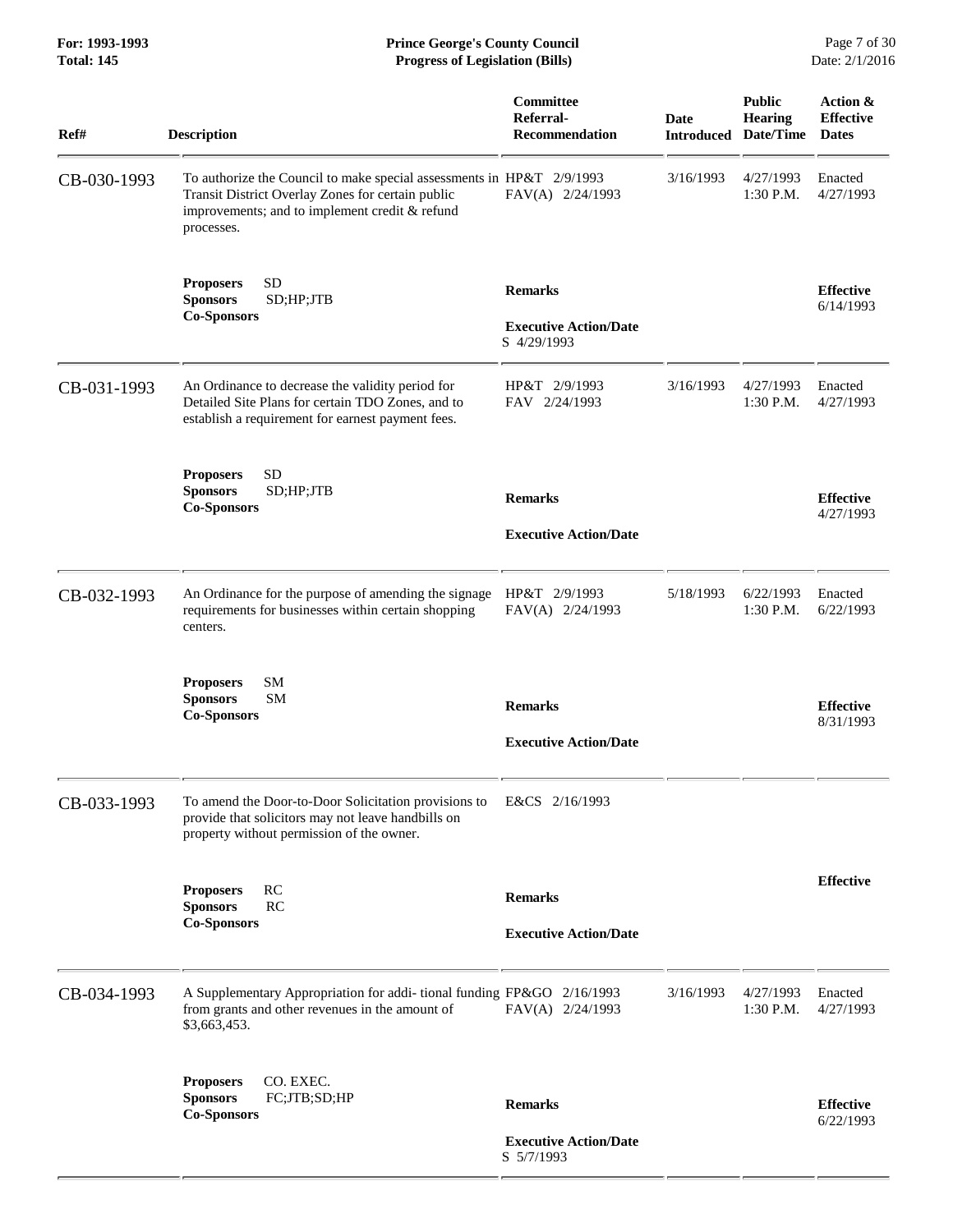| Ref# | Description | Committee Referral-Recommendation | Date Introduced | Public Hearing Date/Time | Action & Effective Dates |
|---|---|---|---|---|---|
| CB-030-1993 | To authorize the Council to make special assessments in Transit District Overlay Zones for certain public improvements; and to implement credit & refund processes. | HP&T 2/9/1993<br>FAV(A) 2/24/1993 | 3/16/1993 | 4/27/1993<br>1:30 P.M. | Enacted<br>4/27/1993 |
| | **Proposers** SD<br>**Sponsors** SD;HP;JTB<br>**Co-Sponsors** | **Remarks**<br><br>**Executive Action/Date**<br>S 4/29/1993 | | | **Effective**<br>6/14/1993 |
| CB-031-1993 | An Ordinance to decrease the validity period for Detailed Site Plans for certain TDO Zones, and to establish a requirement for earnest payment fees. | HP&T 2/9/1993<br>FAV 2/24/1993 | 3/16/1993 | 4/27/1993<br>1:30 P.M. | Enacted<br>4/27/1993 |
| | **Proposers** SD<br>**Sponsors** SD;HP;JTB<br>**Co-Sponsors** | **Remarks**<br><br>**Executive Action/Date** | | | **Effective**<br>4/27/1993 |
| CB-032-1993 | An Ordinance for the purpose of amending the signage requirements for businesses within certain shopping centers. | HP&T 2/9/1993<br>FAV(A) 2/24/1993 | 5/18/1993 | 6/22/1993<br>1:30 P.M. | Enacted<br>6/22/1993 |
| | **Proposers** SM<br>**Sponsors** SM<br>**Co-Sponsors** | **Remarks**<br><br>**Executive Action/Date** | | | **Effective**<br>8/31/1993 |
| CB-033-1993 | To amend the Door-to-Door Solicitation provisions to provide that solicitors may not leave handbills on property without permission of the owner. | E&CS 2/16/1993 | | | |
| | **Proposers** RC<br>**Sponsors** RC<br>**Co-Sponsors** | **Remarks**<br><br>**Executive Action/Date** | | | **Effective** |
| CB-034-1993 | A Supplementary Appropriation for addi- tional funding from grants and other revenues in the amount of $3,663,453. | FP&GO 2/16/1993<br>FAV(A) 2/24/1993 | 3/16/1993 | 4/27/1993<br>1:30 P.M. | Enacted<br>4/27/1993 |
| | **Proposers** CO. EXEC.<br>**Sponsors** FC;JTB;SD;HP<br>**Co-Sponsors** | **Remarks**<br><br>**Executive Action/Date**<br>S 5/7/1993 | | | **Effective**<br>6/22/1993 |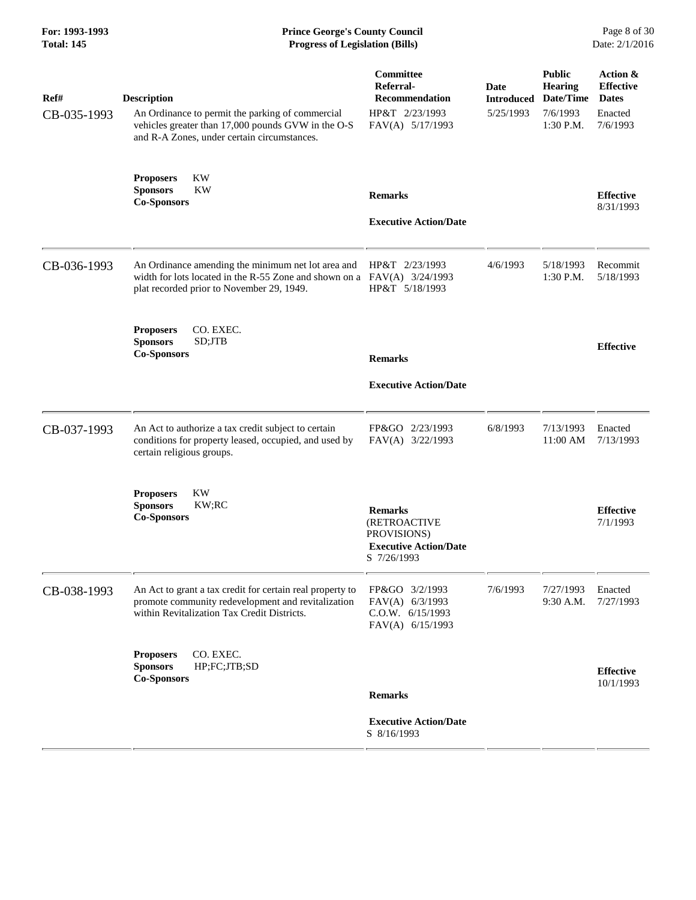| Ref# | Description | Committee Referral-Recommendation | Date Introduced | Public Hearing Date/Time | Action & Effective Dates |
|---|---|---|---|---|---|
| CB-035-1993 | An Ordinance to permit the parking of commercial vehicles greater than 17,000 pounds GVW in the O-S and R-A Zones, under certain circumstances. | HP&T 2/23/1993<br>FAV(A) 5/17/1993 | 5/25/1993 | 7/6/1993<br>1:30 P.M. | Enacted<br>7/6/1993 |
| | **Proposers** KW<br>**Sponsors** KW<br>**Co-Sponsors** | **Remarks**<br><br>**Executive Action/Date** | | | **Effective**<br>8/31/1993 |
| CB-036-1993 | An Ordinance amending the minimum net lot area and width for lots located in the R-55 Zone and shown on a plat recorded prior to November 29, 1949. | HP&T 2/23/1993<br>FAV(A) 3/24/1993<br>HP&T 5/18/1993 | 4/6/1993 | 5/18/1993<br>1:30 P.M. | Recommit<br>5/18/1993 |
| | **Proposers** CO. EXEC.<br>**Sponsors** SD;JTB<br>**Co-Sponsors** | **Remarks**<br><br>**Executive Action/Date** | | | **Effective** |
| CB-037-1993 | An Act to authorize a tax credit subject to certain conditions for property leased, occupied, and used by certain religious groups. | FP&GO 2/23/1993<br>FAV(A) 3/22/1993 | 6/8/1993 | 7/13/1993<br>11:00 AM | Enacted<br>7/13/1993 |
| | **Proposers** KW<br>**Sponsors** KW;RC<br>**Co-Sponsors** | **Remarks**<br>(RETROACTIVE PROVISIONS)<br>**Executive Action/Date**<br>S 7/26/1993 | | | **Effective**<br>7/1/1993 |
| CB-038-1993 | An Act to grant a tax credit for certain real property to promote community redevelopment and revitalization within Revitalization Tax Credit Districts. | FP&GO 3/2/1993<br>FAV(A) 6/3/1993<br>C.O.W. 6/15/1993<br>FAV(A) 6/15/1993 | 7/6/1993 | 7/27/1993<br>9:30 A.M. | Enacted<br>7/27/1993 |
| | **Proposers** CO. EXEC.<br>**Sponsors** HP;FC;JTB;SD<br>**Co-Sponsors** | **Remarks**<br><br>**Executive Action/Date**<br>S 8/16/1993 | | | **Effective**<br>10/1/1993 |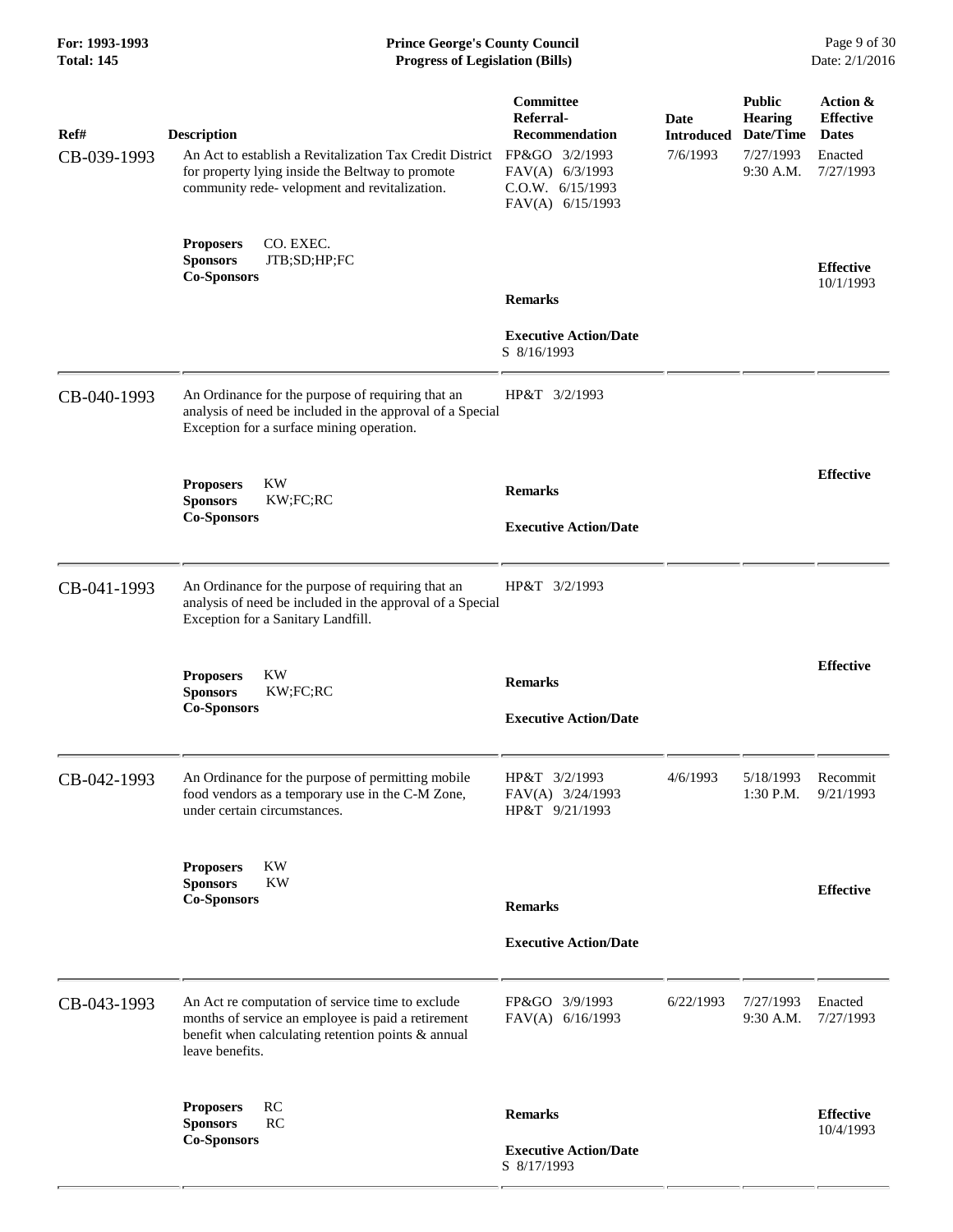| Ref# | Description | Committee Referral-Recommendation | Date Introduced | Public Hearing Date/Time | Action & Effective Dates |
|---|---|---|---|---|---|
| CB-039-1993 | An Act to establish a Revitalization Tax Credit District for property lying inside the Beltway to promote community rede- velopment and revitalization. | FP&GO 3/2/1993<br>FAV(A) 6/3/1993<br>C.O.W. 6/15/1993<br>FAV(A) 6/15/1993 | 7/6/1993 | 7/27/1993<br>9:30 A.M. | Enacted<br>7/27/1993 |
| | **Proposers** CO. EXEC.<br>**Sponsors** JTB;SD;HP;FC<br>**Co-Sponsors** | **Remarks**<br><br>**Executive Action/Date**<br>S 8/16/1993 | | | **Effective**<br>10/1/1993 |
| CB-040-1993 | An Ordinance for the purpose of requiring that an analysis of need be included in the approval of a Special Exception for a surface mining operation. | HP&T 3/2/1993 | | | |
| | **Proposers** KW<br>**Sponsors** KW;FC;RC<br>**Co-Sponsors** | **Remarks**<br><br>**Executive Action/Date** | | | **Effective** |
| CB-041-1993 | An Ordinance for the purpose of requiring that an analysis of need be included in the approval of a Special Exception for a Sanitary Landfill. | HP&T 3/2/1993 | | | |
| | **Proposers** KW<br>**Sponsors** KW;FC;RC<br>**Co-Sponsors** | **Remarks**<br><br>**Executive Action/Date** | | | **Effective** |
| CB-042-1993 | An Ordinance for the purpose of permitting mobile food vendors as a temporary use in the C-M Zone, under certain circumstances. | HP&T 3/2/1993<br>FAV(A) 3/24/1993<br>HP&T 9/21/1993 | 4/6/1993 | 5/18/1993<br>1:30 P.M. | Recommit<br>9/21/1993 |
| | **Proposers** KW<br>**Sponsors** KW<br>**Co-Sponsors** | **Remarks**<br><br>**Executive Action/Date** | | | **Effective** |
| CB-043-1993 | An Act re computation of service time to exclude months of service an employee is paid a retirement benefit when calculating retention points & annual leave benefits. | FP&GO 3/9/1993<br>FAV(A) 6/16/1993 | 6/22/1993 | 7/27/1993<br>9:30 A.M. | Enacted<br>7/27/1993 |
| | **Proposers** RC<br>**Sponsors** RC<br>**Co-Sponsors** | **Remarks**<br><br>**Executive Action/Date**<br>S 8/17/1993 | | | **Effective**<br>10/4/1993 |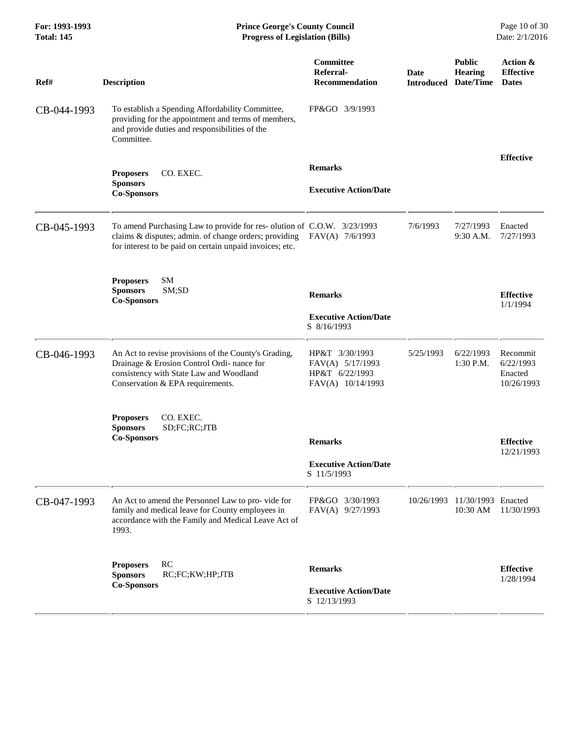**Prince George's County Council**
**Progress of Legislation (Bills)**

For: 1993-1993
Total: 145

Date: 2/1/2016

| Ref# | Description | Committee Referral-Recommendation | Date Introduced | Public Hearing Date/Time | Action & Effective Dates |
|---|---|---|---|---|---|
| CB-044-1993 | To establish a Spending Affordability Committee, providing for the appointment and terms of members, and provide duties and responsibilities of the Committee. | FP&GO 3/9/1993 | | | |
| | **Proposers** CO. EXEC.<br>**Sponsors**<br>**Co-Sponsors** | **Remarks**<br><br>**Executive Action/Date** | | | **Effective** |
| CB-045-1993 | To amend Purchasing Law to provide for res- olution of claims & disputes; admin. of change orders; providing for interest to be paid on certain unpaid invoices; etc. | C.O.W. 3/23/1993<br>FAV(A) 7/6/1993 | 7/6/1993 | 7/27/1993<br>9:30 A.M. | Enacted<br>7/27/1993 |
| | **Proposers** SM<br>**Sponsors** SM;SD<br>**Co-Sponsors** | **Remarks**<br><br>**Executive Action/Date**<br>S 8/16/1993 | | | **Effective**<br>1/1/1994 |
| CB-046-1993 | An Act to revise provisions of the County's Grading, Drainage & Erosion Control Ordi- nance for consistency with State Law and Woodland Conservation & EPA requirements. | HP&T 3/30/1993<br>FAV(A) 5/17/1993<br>HP&T 6/22/1993<br>FAV(A) 10/14/1993 | 5/25/1993 | 6/22/1993<br>1:30 P.M. | Recommit<br>6/22/1993<br>Enacted<br>10/26/1993 |
| | **Proposers** CO. EXEC.<br>**Sponsors** SD;FC;RC;JTB<br>**Co-Sponsors** | **Remarks**<br><br>**Executive Action/Date**<br>S 11/5/1993 | | | **Effective**<br>12/21/1993 |
| CB-047-1993 | An Act to amend the Personnel Law to pro- vide for family and medical leave for County employees in accordance with the Family and Medical Leave Act of 1993. | FP&GO 3/30/1993<br>FAV(A) 9/27/1993 | 10/26/1993 | 11/30/1993<br>10:30 AM | Enacted<br>11/30/1993 |
| | **Proposers** RC<br>**Sponsors** RC;FC;KW;HP;JTB<br>**Co-Sponsors** | **Remarks**<br><br>**Executive Action/Date**<br>S 12/13/1993 | | | **Effective**<br>1/28/1994 |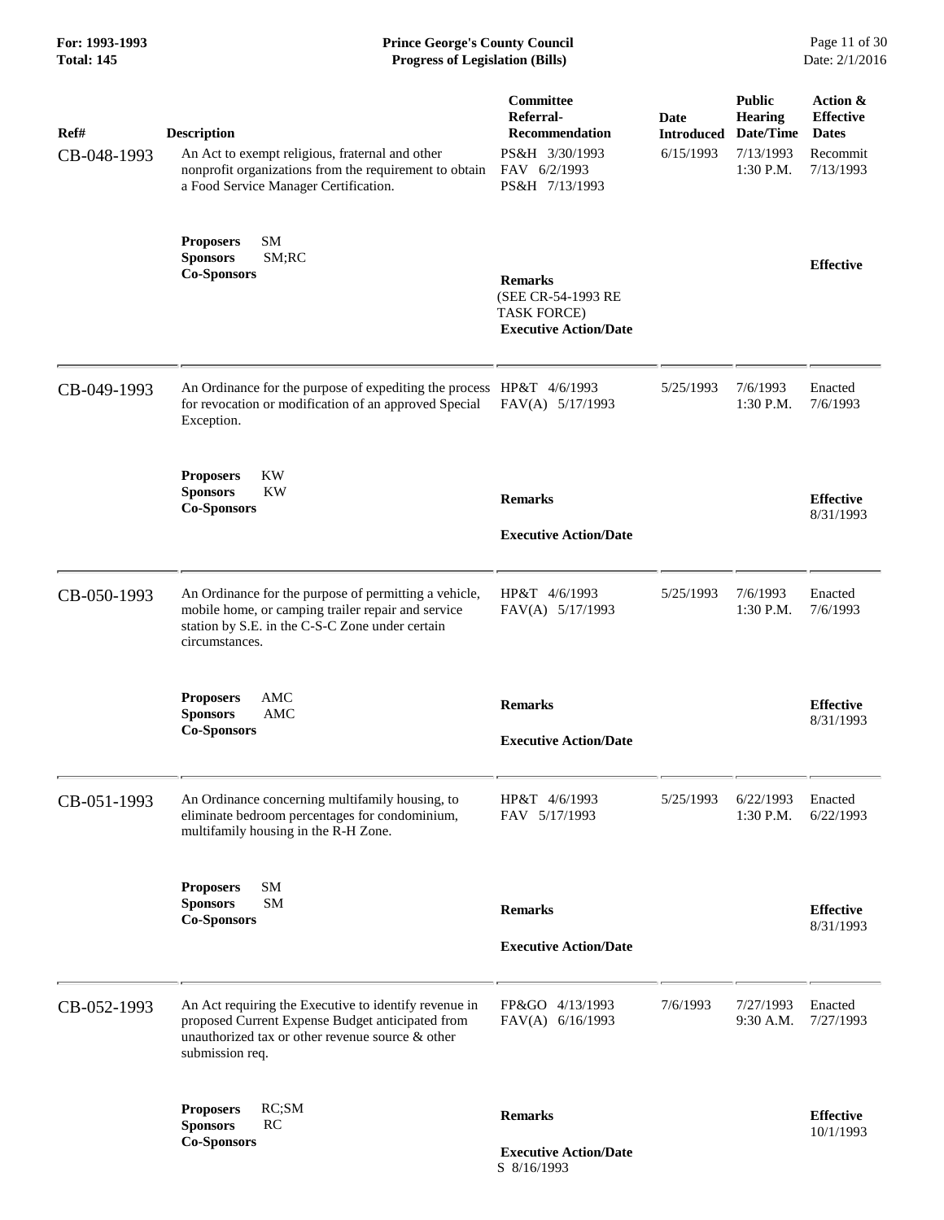| Ref# | Description | Committee Referral-Recommendation | Date Introduced | Public Hearing Date/Time | Action & Effective Dates |
|---|---|---|---|---|---|
| CB-048-1993 | An Act to exempt religious, fraternal and other nonprofit organizations from the requirement to obtain a Food Service Manager Certification. | PS&H 3/30/1993<br>FAV 6/2/1993<br>PS&H 7/13/1993 | 6/15/1993 | 7/13/1993<br>1:30 P.M. | Recommit<br>7/13/1993 |
| | **Proposers** SM<br>**Sponsors** SM;RC<br>**Co-Sponsors** | **Remarks**<br>(SEE CR-54-1993 RE TASK FORCE)<br>**Executive Action/Date** | | | **Effective** |
| CB-049-1993 | An Ordinance for the purpose of expediting the process for revocation or modification of an approved Special Exception. | HP&T 4/6/1993<br>FAV(A) 5/17/1993 | 5/25/1993 | 7/6/1993<br>1:30 P.M. | Enacted<br>7/6/1993 |
| | **Proposers** KW<br>**Sponsors** KW<br>**Co-Sponsors** | **Remarks**<br>**Executive Action/Date** | | | **Effective**<br>8/31/1993 |
| CB-050-1993 | An Ordinance for the purpose of permitting a vehicle, mobile home, or camping trailer repair and service station by S.E. in the C-S-C Zone under certain circumstances. | HP&T 4/6/1993<br>FAV(A) 5/17/1993 | 5/25/1993 | 7/6/1993<br>1:30 P.M. | Enacted<br>7/6/1993 |
| | **Proposers** AMC<br>**Sponsors** AMC<br>**Co-Sponsors** | **Remarks**<br>**Executive Action/Date** | | | **Effective**<br>8/31/1993 |
| CB-051-1993 | An Ordinance concerning multifamily housing, to eliminate bedroom percentages for condominium, multifamily housing in the R-H Zone. | HP&T 4/6/1993<br>FAV 5/17/1993 | 5/25/1993 | 6/22/1993<br>1:30 P.M. | Enacted<br>6/22/1993 |
| | **Proposers** SM<br>**Sponsors** SM<br>**Co-Sponsors** | **Remarks**<br>**Executive Action/Date** | | | **Effective**<br>8/31/1993 |
| CB-052-1993 | An Act requiring the Executive to identify revenue in proposed Current Expense Budget anticipated from unauthorized tax or other revenue source & other submission req. | FP&GO 4/13/1993<br>FAV(A) 6/16/1993 | 7/6/1993 | 7/27/1993<br>9:30 A.M. | Enacted<br>7/27/1993 |
| | **Proposers** RC;SM<br>**Sponsors** RC<br>**Co-Sponsors** | **Remarks**<br>**Executive Action/Date**<br>S 8/16/1993 | | | **Effective**<br>10/1/1993 |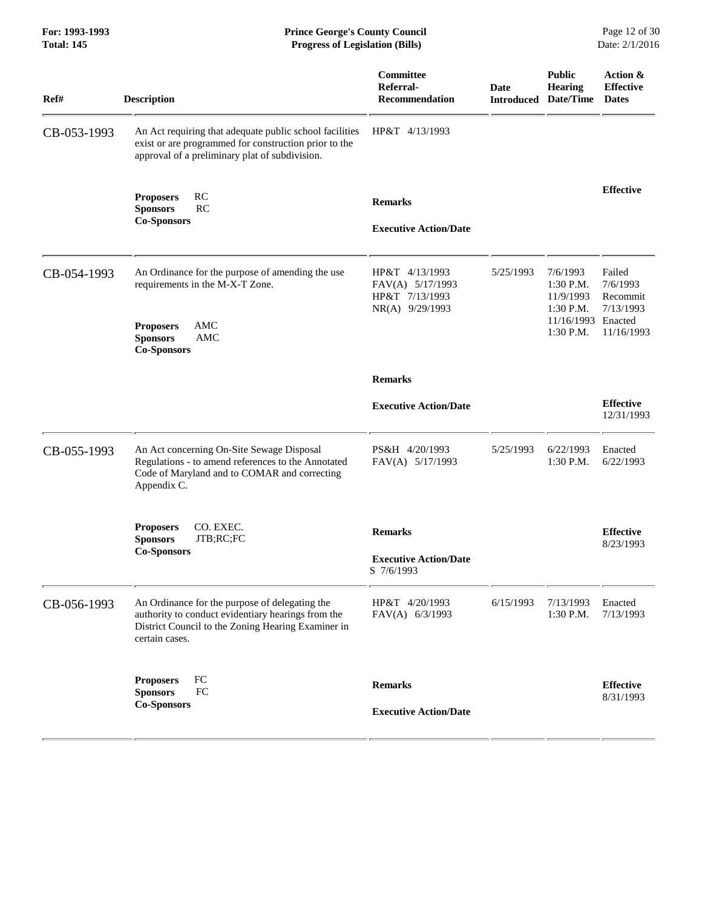| Ref# | Description | Committee Referral-Recommendation | Date Introduced | Public Hearing Date/Time | Action & Effective Dates |
|---|---|---|---|---|---|
| CB-053-1993 | An Act requiring that adequate public school facilities exist or are programmed for construction prior to the approval of a preliminary plat of subdivision. | HP&T 4/13/1993 | | | |
| | **Proposers** RC<br>**Sponsors** RC<br>**Co-Sponsors** | **Remarks**<br><br>**Executive Action/Date** | | | **Effective** |
| CB-054-1993 | An Ordinance for the purpose of amending the use requirements in the M-X-T Zone.<br><br>**Proposers** AMC<br>**Sponsors** AMC<br>**Co-Sponsors** | HP&T 4/13/1993<br>FAV(A) 5/17/1993<br>HP&T 7/13/1993<br>NR(A) 9/29/1993 | 5/25/1993 | 7/6/1993 1:30 P.M.<br>11/9/1993 1:30 P.M.<br>11/16/1993 1:30 P.M. | Failed 7/6/1993<br>Recommit 7/13/1993<br>Enacted 11/16/1993 |
| | | **Remarks**<br><br>**Executive Action/Date** | | | **Effective** 12/31/1993 |
| CB-055-1993 | An Act concerning On-Site Sewage Disposal Regulations - to amend references to the Annotated Code of Maryland and to COMAR and correcting Appendix C. | PS&H 4/20/1993<br>FAV(A) 5/17/1993 | 5/25/1993 | 6/22/1993 1:30 P.M. | Enacted 6/22/1993 |
| | **Proposers** CO. EXEC.<br>**Sponsors** JTB;RC;FC<br>**Co-Sponsors** | **Remarks**<br><br>**Executive Action/Date**<br>S 7/6/1993 | | | **Effective** 8/23/1993 |
| CB-056-1993 | An Ordinance for the purpose of delegating the authority to conduct evidentiary hearings from the District Council to the Zoning Hearing Examiner in certain cases. | HP&T 4/20/1993<br>FAV(A) 6/3/1993 | 6/15/1993 | 7/13/1993 1:30 P.M. | Enacted 7/13/1993 |
| | **Proposers** FC<br>**Sponsors** FC<br>**Co-Sponsors** | **Remarks**<br><br>**Executive Action/Date** | | | **Effective** 8/31/1993 |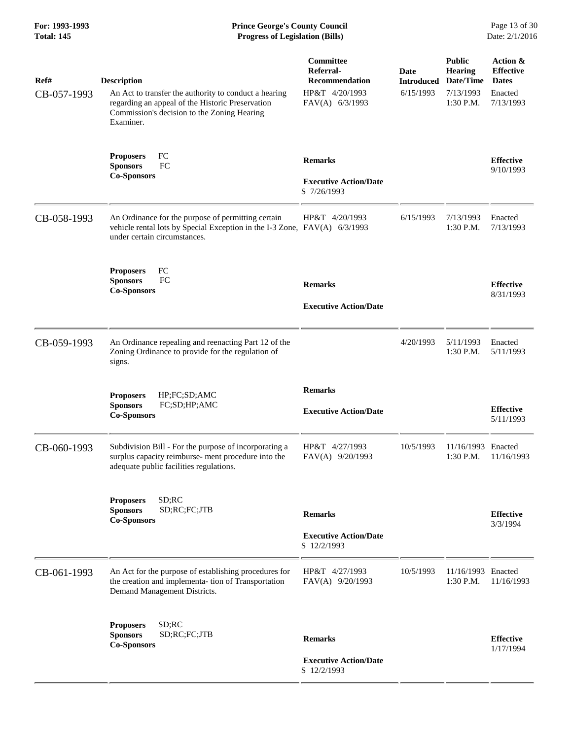| Ref# | Description | Committee Referral-Recommendation | Date Introduced | Public Hearing Date/Time | Action & Effective Dates |
|---|---|---|---|---|---|
| CB-057-1993 | An Act to transfer the authority to conduct a hearing regarding an appeal of the Historic Preservation Commission's decision to the Zoning Hearing Examiner. | HP&T 4/20/1993<br>FAV(A) 6/3/1993 | 6/15/1993 | 7/13/1993<br>1:30 P.M. | Enacted<br>7/13/1993 |
| | **Proposers** FC<br>**Sponsors** FC<br>**Co-Sponsors** | **Remarks**<br><br>**Executive Action/Date**<br>S 7/26/1993 | | | **Effective**<br>9/10/1993 |
| CB-058-1993 | An Ordinance for the purpose of permitting certain vehicle rental lots by Special Exception in the I-3 Zone, under certain circumstances. | HP&T 4/20/1993<br>FAV(A) 6/3/1993 | 6/15/1993 | 7/13/1993<br>1:30 P.M. | Enacted<br>7/13/1993 |
| | **Proposers** FC<br>**Sponsors** FC<br>**Co-Sponsors** | **Remarks**<br><br>**Executive Action/Date** | | | **Effective**<br>8/31/1993 |
| CB-059-1993 | An Ordinance repealing and reenacting Part 12 of the Zoning Ordinance to provide for the regulation of signs. | | 4/20/1993 | 5/11/1993<br>1:30 P.M. | Enacted<br>5/11/1993 |
| | **Proposers** HP;FC;SD;AMC<br>**Sponsors** FC;SD;HP;AMC<br>**Co-Sponsors** | **Remarks**<br><br>**Executive Action/Date** | | | **Effective**<br>5/11/1993 |
| CB-060-1993 | Subdivision Bill - For the purpose of incorporating a surplus capacity reimburse- ment procedure into the adequate public facilities regulations. | HP&T 4/27/1993<br>FAV(A) 9/20/1993 | 10/5/1993 | 11/16/1993<br>1:30 P.M. | Enacted<br>11/16/1993 |
| | **Proposers** SD;RC<br>**Sponsors** SD;RC;FC;JTB<br>**Co-Sponsors** | **Remarks**<br><br>**Executive Action/Date**<br>S 12/2/1993 | | | **Effective**<br>3/3/1994 |
| CB-061-1993 | An Act for the purpose of establishing procedures for the creation and implementa- tion of Transportation Demand Management Districts. | HP&T 4/27/1993<br>FAV(A) 9/20/1993 | 10/5/1993 | 11/16/1993<br>1:30 P.M. | Enacted<br>11/16/1993 |
| | **Proposers** SD;RC<br>**Sponsors** SD;RC;FC;JTB<br>**Co-Sponsors** | **Remarks**<br><br>**Executive Action/Date**<br>S 12/2/1993 | | | **Effective**<br>1/17/1994 |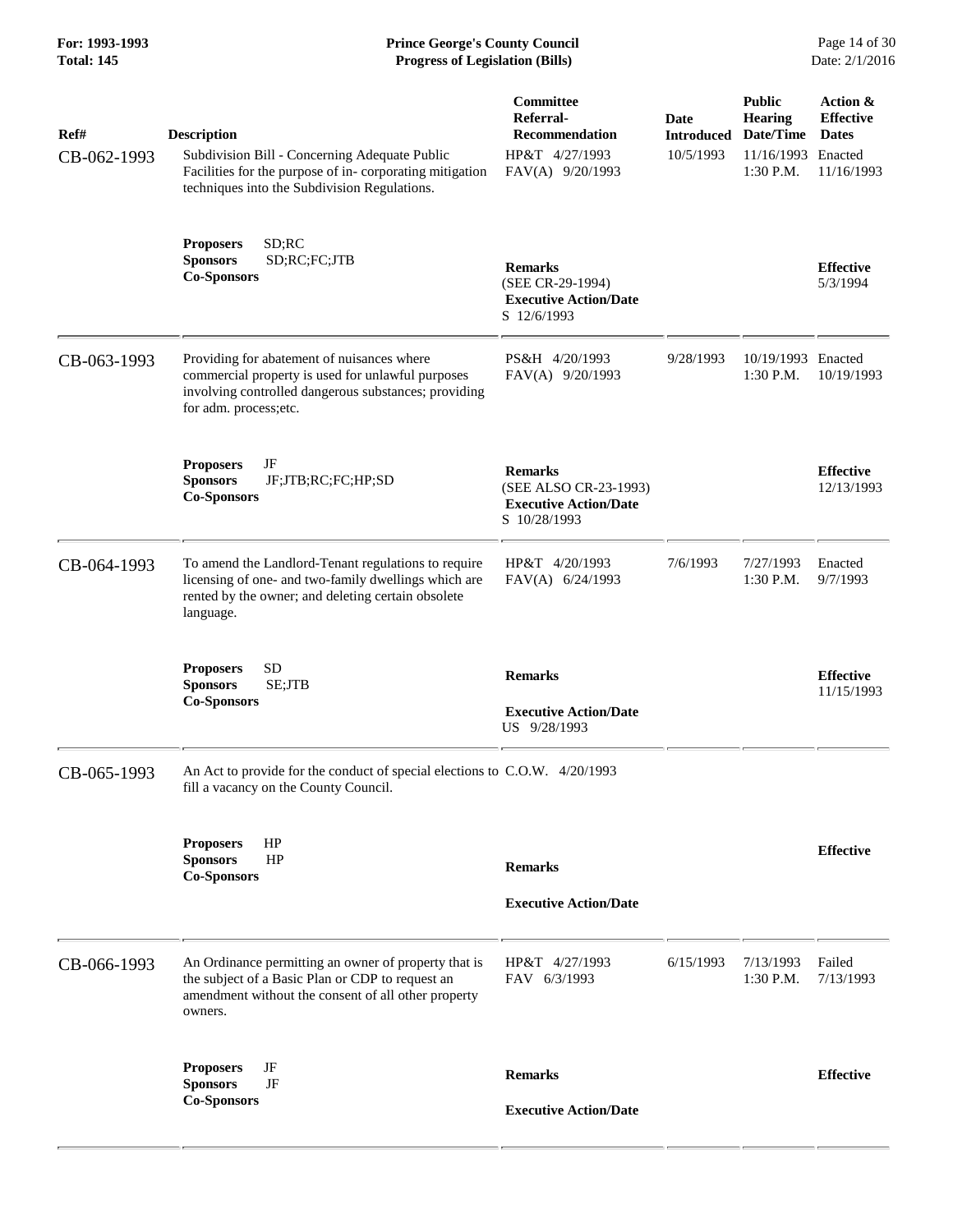| Ref# | Description | Committee Referral-Recommendation | Date Introduced | Public Hearing Date/Time | Action & Effective Dates |
|---|---|---|---|---|---|
| CB-062-1993 | Subdivision Bill - Concerning Adequate Public Facilities for the purpose of in- corporating mitigation techniques into the Subdivision Regulations. | HP&T 4/27/1993<br>FAV(A) 9/20/1993 | 10/5/1993 | 11/16/1993<br>1:30 P.M. | Enacted<br>11/16/1993 |
| | **Proposers** SD;RC<br>**Sponsors** SD;RC;FC;JTB<br>**Co-Sponsors** | **Remarks**<br>(SEE CR-29-1994)<br>**Executive Action/Date**<br>S 12/6/1993 | | | **Effective**<br>5/3/1994 |
| CB-063-1993 | Providing for abatement of nuisances where commercial property is used for unlawful purposes involving controlled dangerous substances; providing for adm. process;etc. | PS&H 4/20/1993<br>FAV(A) 9/20/1993 | 9/28/1993 | 10/19/1993<br>1:30 P.M. | Enacted<br>10/19/1993 |
| | **Proposers** JF<br>**Sponsors** JF;JTB;RC;FC;HP;SD<br>**Co-Sponsors** | **Remarks**<br>(SEE ALSO CR-23-1993)<br>**Executive Action/Date**<br>S 10/28/1993 | | | **Effective**<br>12/13/1993 |
| CB-064-1993 | To amend the Landlord-Tenant regulations to require licensing of one- and two-family dwellings which are rented by the owner; and deleting certain obsolete language. | HP&T 4/20/1993<br>FAV(A) 6/24/1993 | 7/6/1993 | 7/27/1993<br>1:30 P.M. | Enacted<br>9/7/1993 |
| | **Proposers** SD<br>**Sponsors** SE;JTB<br>**Co-Sponsors** | **Remarks**<br>**Executive Action/Date**<br>US 9/28/1993 | | | **Effective**<br>11/15/1993 |
| CB-065-1993 | An Act to provide for the conduct of special elections to fill a vacancy on the County Council. | C.O.W. 4/20/1993 | | | |
| | **Proposers** HP<br>**Sponsors** HP<br>**Co-Sponsors** | **Remarks**<br>**Executive Action/Date** | | | **Effective** |
| CB-066-1993 | An Ordinance permitting an owner of property that is the subject of a Basic Plan or CDP to request an amendment without the consent of all other property owners. | HP&T 4/27/1993<br>FAV 6/3/1993 | 6/15/1993 | 7/13/1993<br>1:30 P.M. | Failed<br>7/13/1993 |
| | **Proposers** JF<br>**Sponsors** JF<br>**Co-Sponsors** | **Remarks**<br>**Executive Action/Date** | | | **Effective** |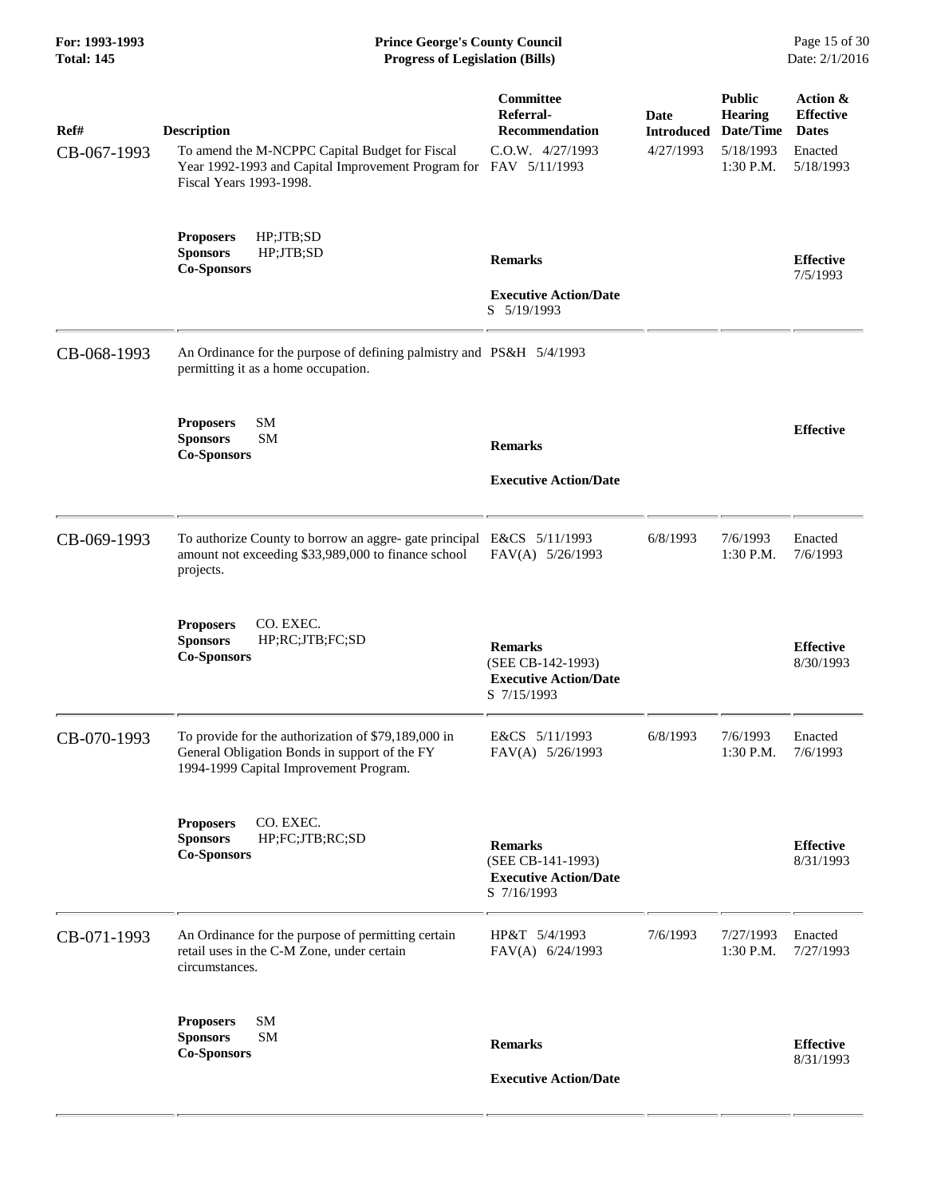| Ref# | Description | Committee Referral-Recommendation | Date Introduced | Public Hearing Date/Time | Action & Effective Dates |
|---|---|---|---|---|---|
| CB-067-1993 | To amend the M-NCPPC Capital Budget for Fiscal Year 1992-1993 and Capital Improvement Program for Fiscal Years 1993-1998. | C.O.W. 4/27/1993<br>FAV 5/11/1993 | 4/27/1993 | 5/18/1993<br>1:30 P.M. | Enacted<br>5/18/1993 |
| | **Proposers** HP;JTB;SD<br>**Sponsors** HP;JTB;SD<br>**Co-Sponsors** | **Remarks**<br><br>**Executive Action/Date**<br>S 5/19/1993 | | | **Effective**<br>7/5/1993 |
| CB-068-1993 | An Ordinance for the purpose of defining palmistry and permitting it as a home occupation. | PS&H 5/4/1993 | | | |
| | **Proposers** SM<br>**Sponsors** SM<br>**Co-Sponsors** | **Remarks**<br><br>**Executive Action/Date** | | | **Effective** |
| CB-069-1993 | To authorize County to borrow an aggre- gate principal amount not exceeding $33,989,000 to finance school projects. | E&CS 5/11/1993<br>FAV(A) 5/26/1993 | 6/8/1993 | 7/6/1993<br>1:30 P.M. | Enacted<br>7/6/1993 |
| | **Proposers** CO. EXEC.<br>**Sponsors** HP;RC;JTB;FC;SD<br>**Co-Sponsors** | **Remarks**<br>(SEE CB-142-1993)<br>**Executive Action/Date**<br>S 7/15/1993 | | | **Effective**<br>8/30/1993 |
| CB-070-1993 | To provide for the authorization of $79,189,000 in General Obligation Bonds in support of the FY 1994-1999 Capital Improvement Program. | E&CS 5/11/1993<br>FAV(A) 5/26/1993 | 6/8/1993 | 7/6/1993<br>1:30 P.M. | Enacted<br>7/6/1993 |
| | **Proposers** CO. EXEC.<br>**Sponsors** HP;FC;JTB;RC;SD<br>**Co-Sponsors** | **Remarks**<br>(SEE CB-141-1993)<br>**Executive Action/Date**<br>S 7/16/1993 | | | **Effective**<br>8/31/1993 |
| CB-071-1993 | An Ordinance for the purpose of permitting certain retail uses in the C-M Zone, under certain circumstances. | HP&T 5/4/1993<br>FAV(A) 6/24/1993 | 7/6/1993 | 7/27/1993<br>1:30 P.M. | Enacted<br>7/27/1993 |
| | **Proposers** SM<br>**Sponsors** SM<br>**Co-Sponsors** | **Remarks**<br><br>**Executive Action/Date** | | | **Effective**<br>8/31/1993 |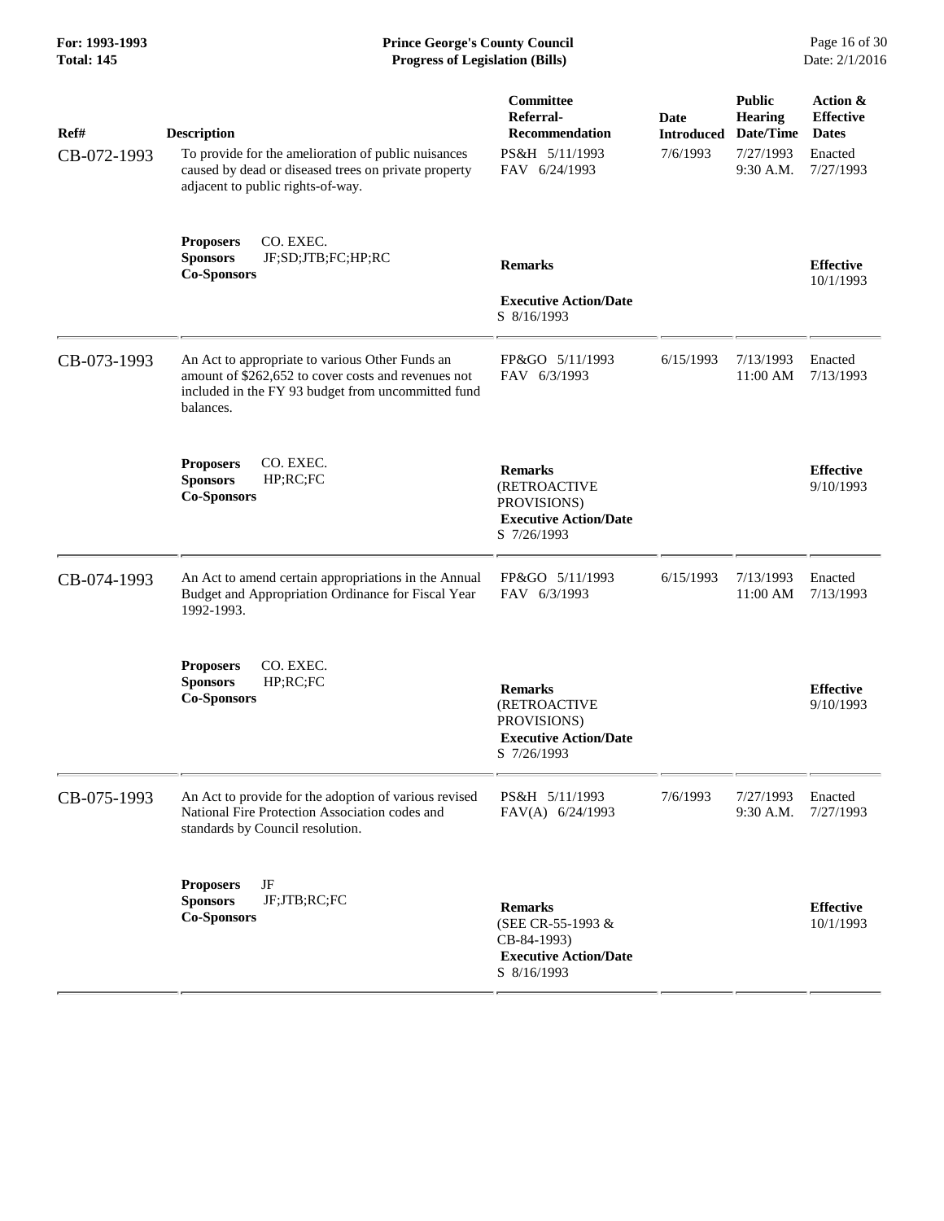| Ref# | Description | Committee Referral-Recommendation | Date Introduced | Public Hearing Date/Time | Action & Effective Dates |
|---|---|---|---|---|---|
| CB-072-1993 | To provide for the amelioration of public nuisances caused by dead or diseased trees on private property adjacent to public rights-of-way. | PS&H 5/11/1993<br>FAV 6/24/1993 | 7/6/1993 | 7/27/1993<br>9:30 A.M. | Enacted<br>7/27/1993 |
| | **Proposers** CO. EXEC.<br>**Sponsors** JF;SD;JTB;FC;HP;RC<br>**Co-Sponsors** | **Remarks**<br><br>**Executive Action/Date**<br>S 8/16/1993 | | | **Effective**<br>10/1/1993 |
| CB-073-1993 | An Act to appropriate to various Other Funds an amount of $262,652 to cover costs and revenues not included in the FY 93 budget from uncommitted fund balances. | FP&GO 5/11/1993<br>FAV 6/3/1993 | 6/15/1993 | 7/13/1993<br>11:00 AM | Enacted<br>7/13/1993 |
| | **Proposers** CO. EXEC.<br>**Sponsors** HP;RC;FC<br>**Co-Sponsors** | **Remarks**<br>(RETROACTIVE PROVISIONS)<br>**Executive Action/Date**<br>S 7/26/1993 | | | **Effective**<br>9/10/1993 |
| CB-074-1993 | An Act to amend certain appropriations in the Annual Budget and Appropriation Ordinance for Fiscal Year 1992-1993. | FP&GO 5/11/1993<br>FAV 6/3/1993 | 6/15/1993 | 7/13/1993<br>11:00 AM | Enacted<br>7/13/1993 |
| | **Proposers** CO. EXEC.<br>**Sponsors** HP;RC;FC<br>**Co-Sponsors** | **Remarks**<br>(RETROACTIVE PROVISIONS)<br>**Executive Action/Date**<br>S 7/26/1993 | | | **Effective**<br>9/10/1993 |
| CB-075-1993 | An Act to provide for the adoption of various revised National Fire Protection Association codes and standards by Council resolution. | PS&H 5/11/1993<br>FAV(A) 6/24/1993 | 7/6/1993 | 7/27/1993<br>9:30 A.M. | Enacted<br>7/27/1993 |
| | **Proposers** JF<br>**Sponsors** JF;JTB;RC;FC<br>**Co-Sponsors** | **Remarks**<br>(SEE CR-55-1993 & CB-84-1993)<br>**Executive Action/Date**<br>S 8/16/1993 | | | **Effective**<br>10/1/1993 |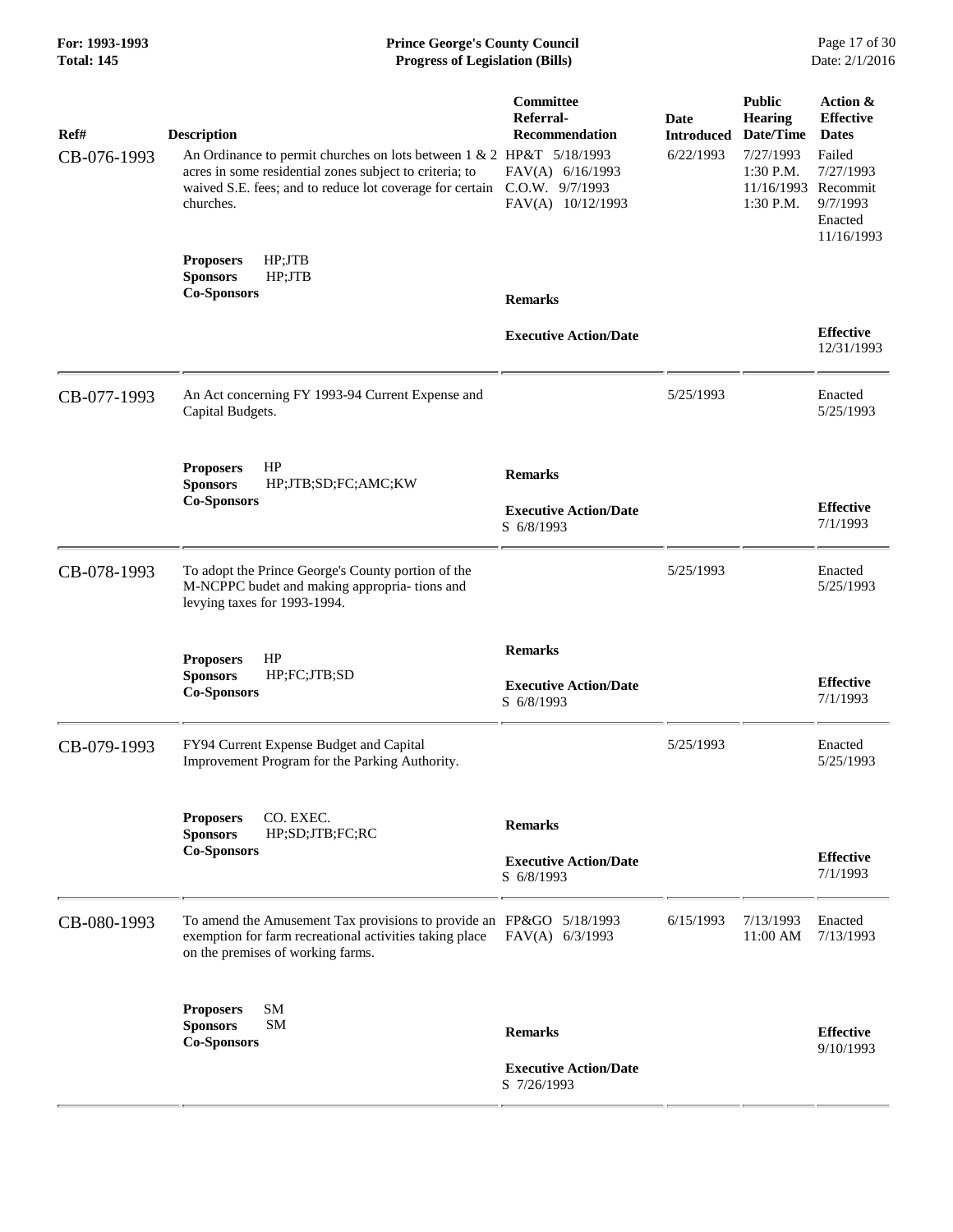| Ref# | Description | Committee Referral-Recommendation | Date Introduced | Public Hearing Date/Time | Action & Effective Dates |
|---|---|---|---|---|---|
| CB-076-1993 | An Ordinance to permit churches on lots between 1 & 2 acres in some residential zones subject to criteria; to waived S.E. fees; and to reduce lot coverage for certain churches. | HP&T 5/18/1993<br>FAV(A) 6/16/1993<br>C.O.W. 9/7/1993<br>FAV(A) 10/12/1993 | 6/22/1993 | 7/27/1993 1:30 P.M.<br>11/16/1993 1:30 P.M. | Failed 7/27/1993<br>Recommit 9/7/1993<br>Enacted 11/16/1993 |
| | **Proposers** HP;JTB<br>**Sponsors** HP;JTB<br>**Co-Sponsors** | **Remarks**<br><br>**Executive Action/Date** | | | **Effective** 12/31/1993 |
| CB-077-1993 | An Act concerning FY 1993-94 Current Expense and Capital Budgets. | | 5/25/1993 | | Enacted 5/25/1993 |
| | **Proposers** HP<br>**Sponsors** HP;JTB;SD;FC;AMC;KW<br>**Co-Sponsors** | **Remarks**<br><br>**Executive Action/Date**<br>S 6/8/1993 | | | **Effective** 7/1/1993 |
| CB-078-1993 | To adopt the Prince George's County portion of the M-NCPPC budet and making appropria- tions and levying taxes for 1993-1994. | | 5/25/1993 | | Enacted 5/25/1993 |
| | **Proposers** HP<br>**Sponsors** HP;FC;JTB;SD<br>**Co-Sponsors** | **Remarks**<br><br>**Executive Action/Date**<br>S 6/8/1993 | | | **Effective** 7/1/1993 |
| CB-079-1993 | FY94 Current Expense Budget and Capital Improvement Program for the Parking Authority. | | 5/25/1993 | | Enacted 5/25/1993 |
| | **Proposers** CO. EXEC.<br>**Sponsors** HP;SD;JTB;FC;RC<br>**Co-Sponsors** | **Remarks**<br><br>**Executive Action/Date**<br>S 6/8/1993 | | | **Effective** 7/1/1993 |
| CB-080-1993 | To amend the Amusement Tax provisions to provide an exemption for farm recreational activities taking place on the premises of working farms. | FP&GO 5/18/1993<br>FAV(A) 6/3/1993 | 6/15/1993 | 7/13/1993 11:00 AM | Enacted 7/13/1993 |
| | **Proposers** SM<br>**Sponsors** SM<br>**Co-Sponsors** | **Remarks**<br><br>**Executive Action/Date**<br>S 7/26/1993 | | | **Effective** 9/10/1993 |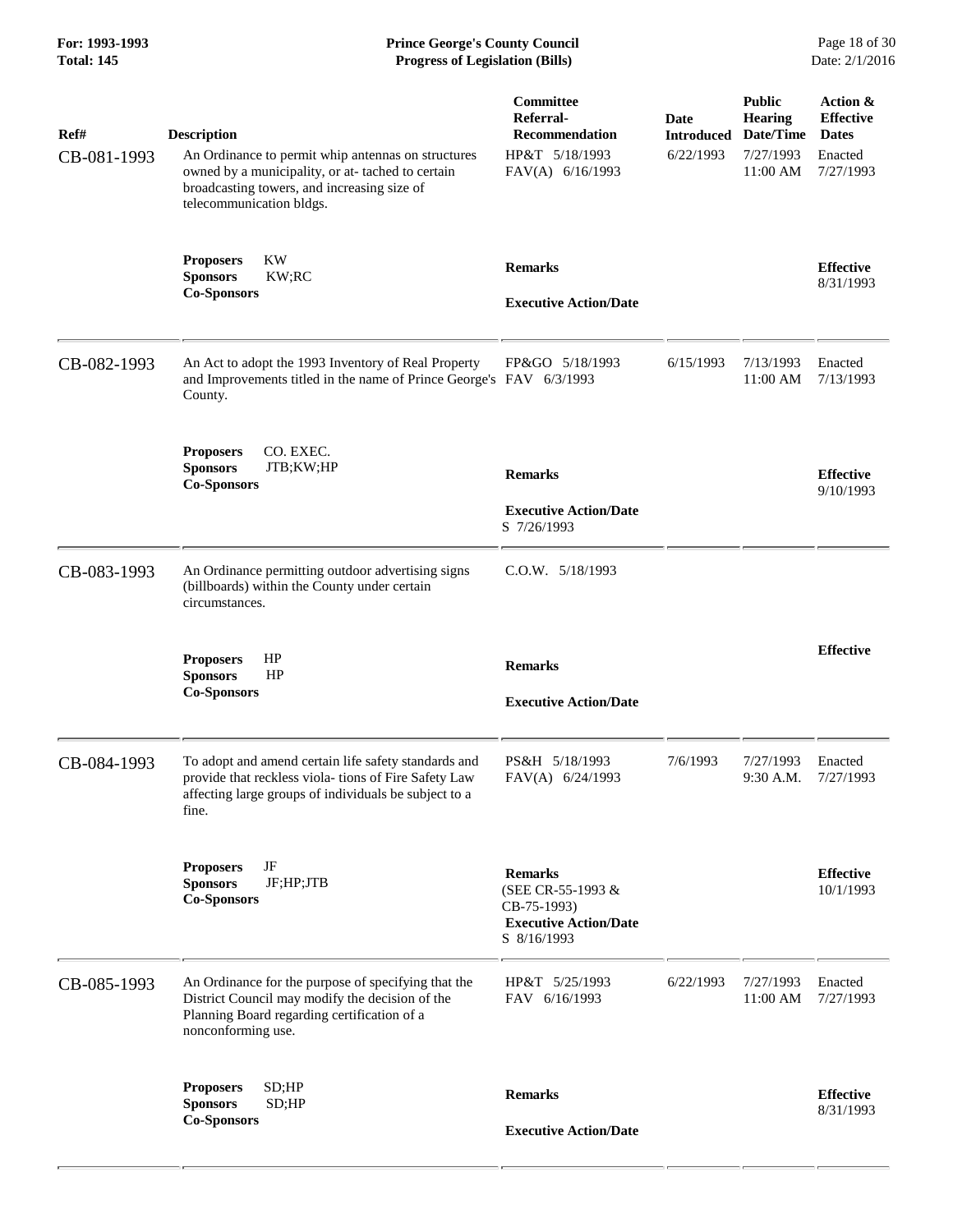| Ref# | Description | Committee Referral-Recommendation | Date Introduced | Public Hearing Date/Time | Action & Effective Dates |
|---|---|---|---|---|---|
| CB-081-1993 | An Ordinance to permit whip antennas on structures owned by a municipality, or at- tached to certain broadcasting towers, and increasing size of telecommunication bldgs. | HP&T 5/18/1993<br>FAV(A) 6/16/1993 | 6/22/1993 | 7/27/1993<br>11:00 AM | Enacted<br>7/27/1993 |
| | **Proposers** KW<br>**Sponsors** KW;RC<br>**Co-Sponsors** | **Remarks**<br><br>**Executive Action/Date** | | | **Effective**<br>8/31/1993 |
| CB-082-1993 | An Act to adopt the 1993 Inventory of Real Property and Improvements titled in the name of Prince George's County. | FP&GO 5/18/1993<br>FAV 6/3/1993 | 6/15/1993 | 7/13/1993<br>11:00 AM | Enacted<br>7/13/1993 |
| | **Proposers** CO. EXEC.<br>**Sponsors** JTB;KW;HP<br>**Co-Sponsors** | **Remarks**<br><br>**Executive Action/Date**<br>S 7/26/1993 | | | **Effective**<br>9/10/1993 |
| CB-083-1993 | An Ordinance permitting outdoor advertising signs (billboards) within the County under certain circumstances. | C.O.W. 5/18/1993 | | | |
| | **Proposers** HP<br>**Sponsors** HP<br>**Co-Sponsors** | **Remarks**<br><br>**Executive Action/Date** | | | **Effective** |
| CB-084-1993 | To adopt and amend certain life safety standards and provide that reckless viola- tions of Fire Safety Law affecting large groups of individuals be subject to a fine. | PS&H 5/18/1993<br>FAV(A) 6/24/1993 | 7/6/1993 | 7/27/1993<br>9:30 A.M. | Enacted<br>7/27/1993 |
| | **Proposers** JF<br>**Sponsors** JF;HP;JTB<br>**Co-Sponsors** | **Remarks**<br>(SEE CR-55-1993 & CB-75-1993)<br>**Executive Action/Date**<br>S 8/16/1993 | | | **Effective**<br>10/1/1993 |
| CB-085-1993 | An Ordinance for the purpose of specifying that the District Council may modify the decision of the Planning Board regarding certification of a nonconforming use. | HP&T 5/25/1993<br>FAV 6/16/1993 | 6/22/1993 | 7/27/1993<br>11:00 AM | Enacted<br>7/27/1993 |
| | **Proposers** SD;HP<br>**Sponsors** SD;HP<br>**Co-Sponsors** | **Remarks**<br><br>**Executive Action/Date** | | | **Effective**<br>8/31/1993 |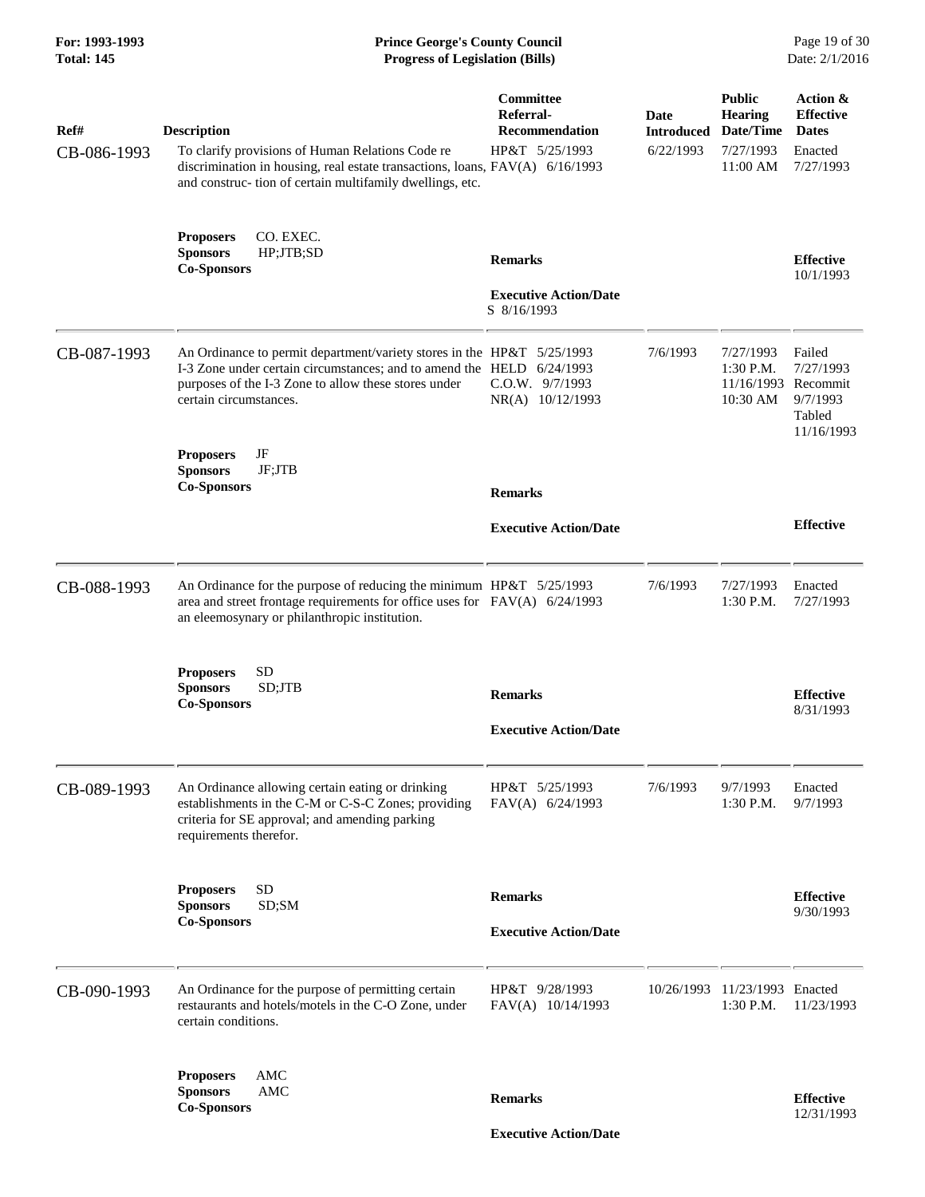| Ref# | Description | Committee Referral-Recommendation | Date Introduced | Public Hearing Date/Time | Action & Effective Dates |
|---|---|---|---|---|---|
| CB-086-1993 | To clarify provisions of Human Relations Code re discrimination in housing, real estate transactions, loans, and construc- tion of certain multifamily dwellings, etc. | HP&T 5/25/1993<br>FAV(A) 6/16/1993 | 6/22/1993 | 7/27/1993<br>11:00 AM | Enacted<br>7/27/1993 |
| | **Proposers** CO. EXEC.<br>**Sponsors** HP;JTB;SD<br>**Co-Sponsors** | **Remarks**<br><br>**Executive Action/Date**<br>S 8/16/1993 | | | **Effective**<br>10/1/1993 |
| CB-087-1993 | An Ordinance to permit department/variety stores in the I-3 Zone under certain circumstances; and to amend the purposes of the I-3 Zone to allow these stores under certain circumstances. | HP&T 5/25/1993<br>HELD 6/24/1993<br>C.O.W. 9/7/1993<br>NR(A) 10/12/1993 | 7/6/1993 | 7/27/1993<br>1:30 P.M.<br>11/16/1993<br>10:30 AM | Failed<br>7/27/1993<br>Recommit<br>9/7/1993<br>Tabled<br>11/16/1993 |
| | **Proposers** JF<br>**Sponsors** JF;JTB<br>**Co-Sponsors** | **Remarks**<br><br>**Executive Action/Date** | | | **Effective** |
| CB-088-1993 | An Ordinance for the purpose of reducing the minimum area and street frontage requirements for office uses for an eleemosynary or philanthropic institution. | HP&T 5/25/1993<br>FAV(A) 6/24/1993 | 7/6/1993 | 7/27/1993<br>1:30 P.M. | Enacted<br>7/27/1993 |
| | **Proposers** SD<br>**Sponsors** SD;JTB<br>**Co-Sponsors** | **Remarks**<br><br>**Executive Action/Date** | | | **Effective**<br>8/31/1993 |
| CB-089-1993 | An Ordinance allowing certain eating or drinking establishments in the C-M or C-S-C Zones; providing criteria for SE approval; and amending parking requirements therefor. | HP&T 5/25/1993<br>FAV(A) 6/24/1993 | 7/6/1993 | 9/7/1993<br>1:30 P.M. | Enacted<br>9/7/1993 |
| | **Proposers** SD<br>**Sponsors** SD;SM<br>**Co-Sponsors** | **Remarks**<br><br>**Executive Action/Date** | | | **Effective**<br>9/30/1993 |
| CB-090-1993 | An Ordinance for the purpose of permitting certain restaurants and hotels/motels in the C-O Zone, under certain conditions. | HP&T 9/28/1993<br>FAV(A) 10/14/1993 | 10/26/1993 | 11/23/1993<br>1:30 P.M. | Enacted<br>11/23/1993 |
| | **Proposers** AMC<br>**Sponsors** AMC<br>**Co-Sponsors** | **Remarks**<br><br>**Executive Action/Date** | | | **Effective**<br>12/31/1993 |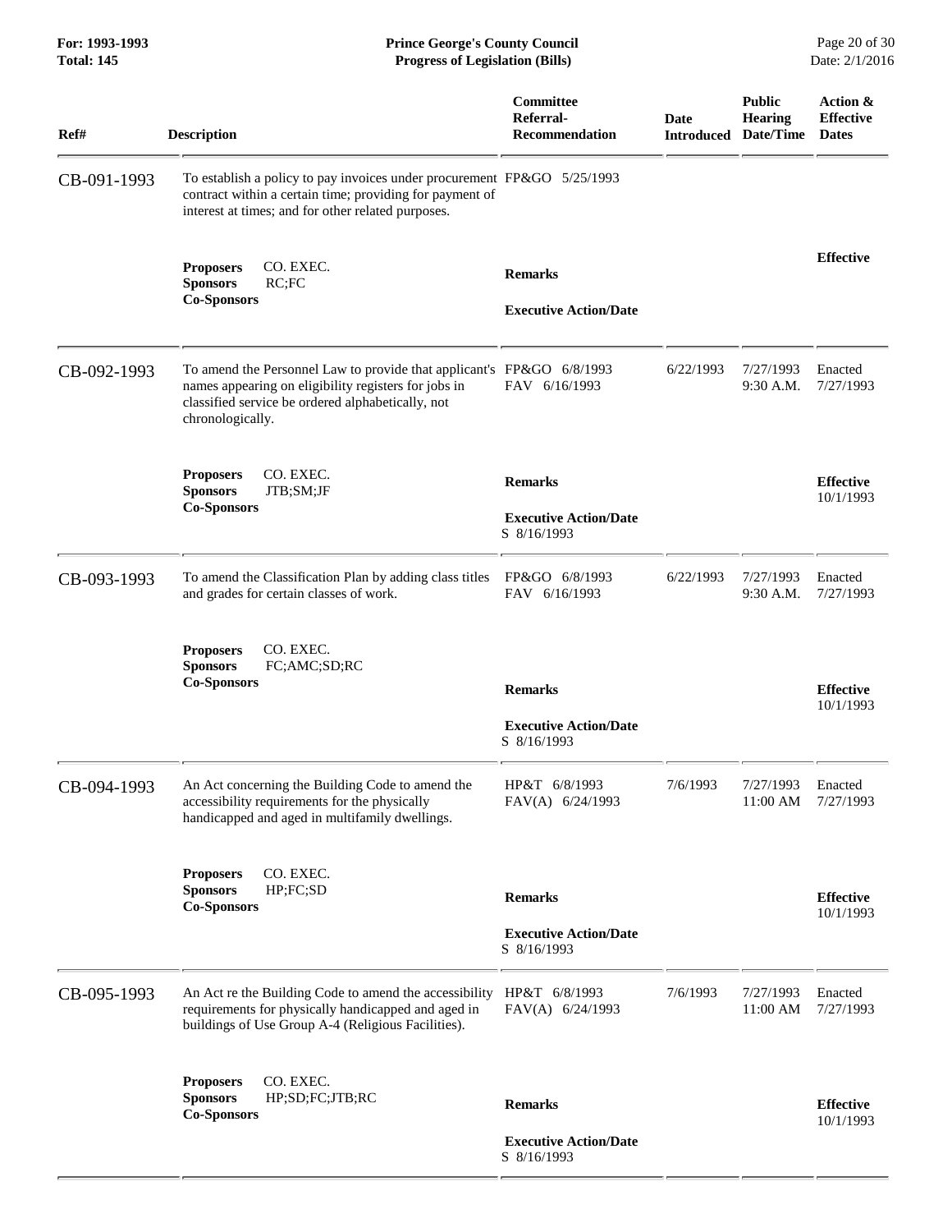| Ref# | Description | Committee Referral-Recommendation | Date Introduced | Public Hearing Date/Time | Action & Effective Dates |
|---|---|---|---|---|---|
| CB-091-1993 | To establish a policy to pay invoices under procurement contract within a certain time; providing for payment of interest at times; and for other related purposes. | FP&GO 5/25/1993 | | | |
| | **Proposers** CO. EXEC.<br>**Sponsors** RC;FC<br>**Co-Sponsors** | **Remarks**<br><br>**Executive Action/Date** | | | **Effective** |
| CB-092-1993 | To amend the Personnel Law to provide that applicant's names appearing on eligibility registers for jobs in classified service be ordered alphabetically, not chronologically. | FP&GO 6/8/1993<br>FAV 6/16/1993 | 6/22/1993 | 7/27/1993 9:30 A.M. | Enacted 7/27/1993 |
| | **Proposers** CO. EXEC.<br>**Sponsors** JTB;SM;JF<br>**Co-Sponsors** | **Remarks**<br><br>**Executive Action/Date**<br>S 8/16/1993 | | | **Effective** 10/1/1993 |
| CB-093-1993 | To amend the Classification Plan by adding class titles and grades for certain classes of work. | FP&GO 6/8/1993<br>FAV 6/16/1993 | 6/22/1993 | 7/27/1993 9:30 A.M. | Enacted 7/27/1993 |
| | **Proposers** CO. EXEC.<br>**Sponsors** FC;AMC;SD;RC<br>**Co-Sponsors** | **Remarks**<br><br>**Executive Action/Date**<br>S 8/16/1993 | | | **Effective** 10/1/1993 |
| CB-094-1993 | An Act concerning the Building Code to amend the accessibility requirements for the physically handicapped and aged in multifamily dwellings. | HP&T 6/8/1993<br>FAV(A) 6/24/1993 | 7/6/1993 | 7/27/1993 11:00 AM | Enacted 7/27/1993 |
| | **Proposers** CO. EXEC.<br>**Sponsors** HP;FC;SD<br>**Co-Sponsors** | **Remarks**<br><br>**Executive Action/Date**<br>S 8/16/1993 | | | **Effective** 10/1/1993 |
| CB-095-1993 | An Act re the Building Code to amend the accessibility requirements for physically handicapped and aged in buildings of Use Group A-4 (Religious Facilities). | HP&T 6/8/1993<br>FAV(A) 6/24/1993 | 7/6/1993 | 7/27/1993 11:00 AM | Enacted 7/27/1993 |
| | **Proposers** CO. EXEC.<br>**Sponsors** HP;SD;FC;JTB;RC<br>**Co-Sponsors** | **Remarks**<br><br>**Executive Action/Date**<br>S 8/16/1993 | | | **Effective** 10/1/1993 |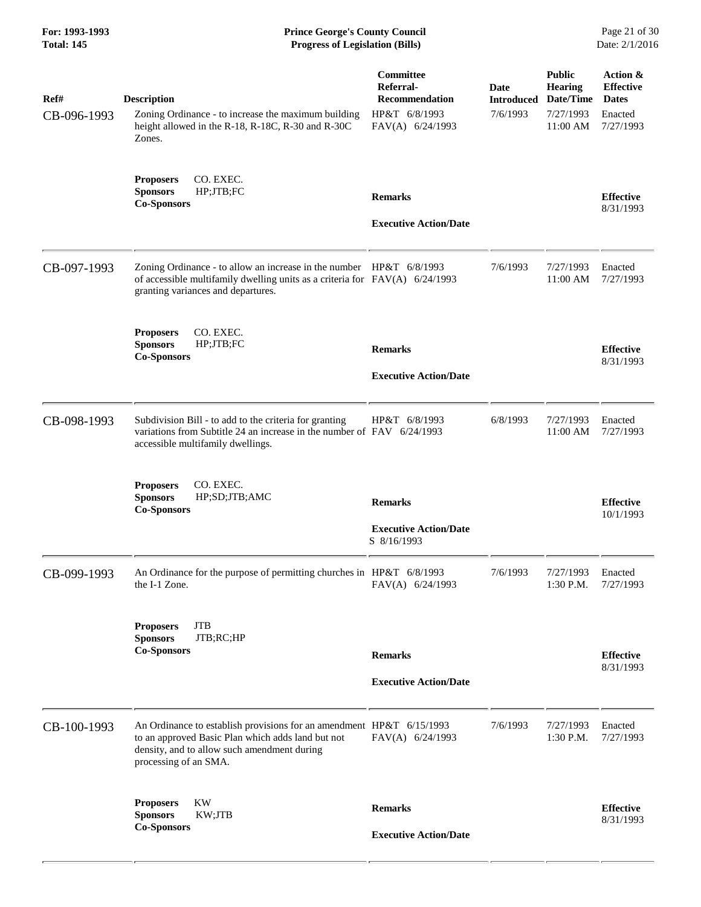| Ref# | Description | Committee Referral-Recommendation | Date Introduced | Public Hearing Date/Time | Action & Effective Dates |
|---|---|---|---|---|---|
| CB-096-1993 | Zoning Ordinance - to increase the maximum building height allowed in the R-18, R-18C, R-30 and R-30C Zones. | HP&T 6/8/1993<br>FAV(A) 6/24/1993 | 7/6/1993 | 7/27/1993<br>11:00 AM | Enacted<br>7/27/1993 |
| | **Proposers** CO. EXEC.<br>**Sponsors** HP;JTB;FC<br>**Co-Sponsors** | **Remarks**<br><br>**Executive Action/Date** | | | **Effective**<br>8/31/1993 |
| CB-097-1993 | Zoning Ordinance - to allow an increase in the number of accessible multifamily dwelling units as a criteria for granting variances and departures. | HP&T 6/8/1993<br>FAV(A) 6/24/1993 | 7/6/1993 | 7/27/1993<br>11:00 AM | Enacted<br>7/27/1993 |
| | **Proposers** CO. EXEC.<br>**Sponsors** HP;JTB;FC<br>**Co-Sponsors** | **Remarks**<br><br>**Executive Action/Date** | | | **Effective**<br>8/31/1993 |
| CB-098-1993 | Subdivision Bill - to add to the criteria for granting variations from Subtitle 24 an increase in the number of accessible multifamily dwellings. | HP&T 6/8/1993<br>FAV 6/24/1993 | 6/8/1993 | 7/27/1993<br>11:00 AM | Enacted<br>7/27/1993 |
| | **Proposers** CO. EXEC.<br>**Sponsors** HP;SD;JTB;AMC<br>**Co-Sponsors** | **Remarks**<br><br>**Executive Action/Date**<br>S 8/16/1993 | | | **Effective**<br>10/1/1993 |
| CB-099-1993 | An Ordinance for the purpose of permitting churches in the I-1 Zone. | HP&T 6/8/1993<br>FAV(A) 6/24/1993 | 7/6/1993 | 7/27/1993<br>1:30 P.M. | Enacted<br>7/27/1993 |
| | **Proposers** JTB<br>**Sponsors** JTB;RC;HP<br>**Co-Sponsors** | **Remarks**<br><br>**Executive Action/Date** | | | **Effective**<br>8/31/1993 |
| CB-100-1993 | An Ordinance to establish provisions for an amendment to an approved Basic Plan which adds land but not density, and to allow such amendment during processing of an SMA. | HP&T 6/15/1993<br>FAV(A) 6/24/1993 | 7/6/1993 | 7/27/1993<br>1:30 P.M. | Enacted<br>7/27/1993 |
| | **Proposers** KW<br>**Sponsors** KW;JTB<br>**Co-Sponsors** | **Remarks**<br><br>**Executive Action/Date** | | | **Effective**<br>8/31/1993 |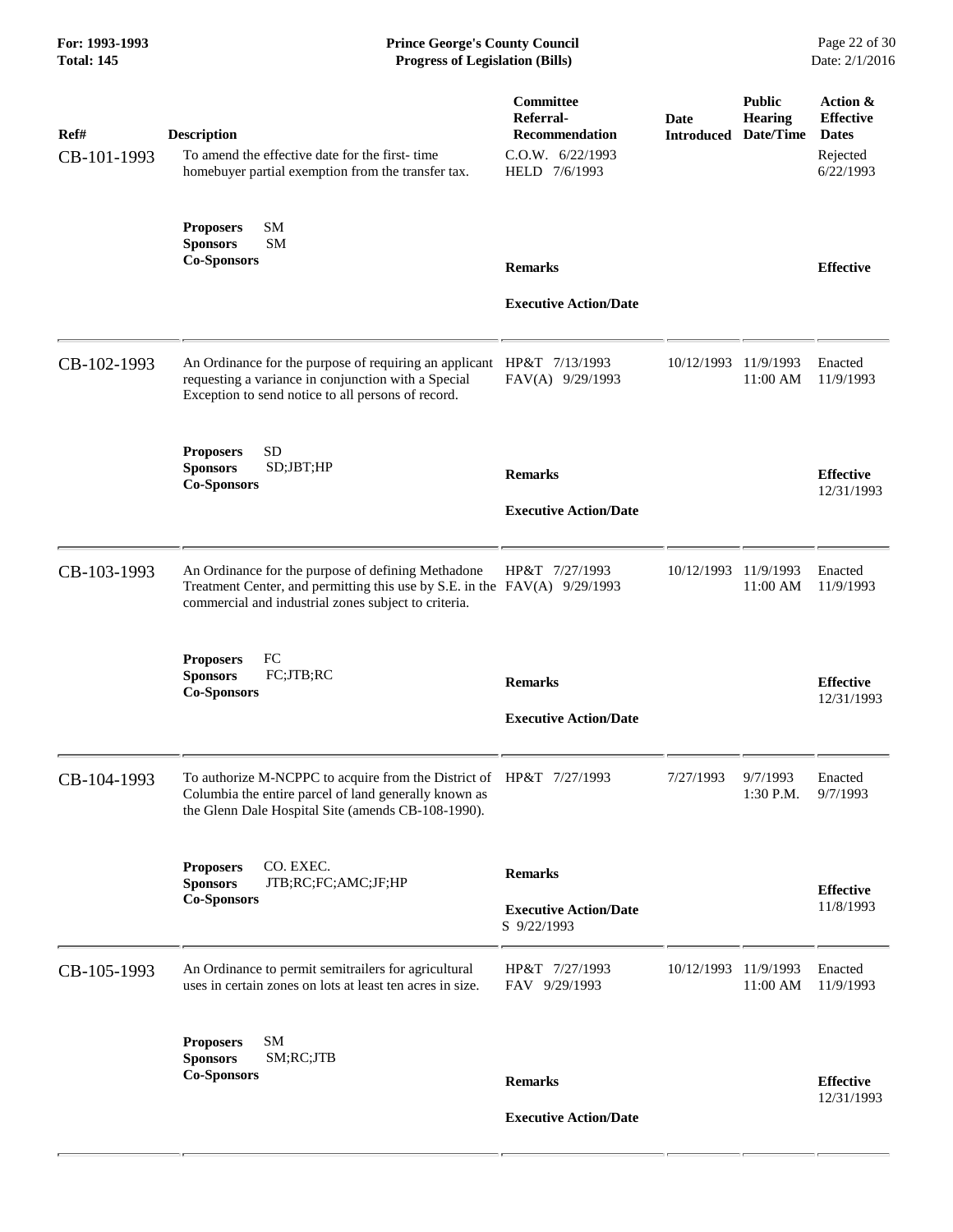| Ref# | Description | Committee Referral-Recommendation | Date Introduced | Public Hearing Date/Time | Action & Effective Dates |
|---|---|---|---|---|---|
| CB-101-1993 | To amend the effective date for the first- time homebuyer partial exemption from the transfer tax. | C.O.W. 6/22/1993<br>HELD 7/6/1993 | | | Rejected 6/22/1993 |
| | **Proposers** SM<br>**Sponsors** SM<br>**Co-Sponsors** | **Remarks**<br><br>**Executive Action/Date** | | | **Effective** |
| CB-102-1993 | An Ordinance for the purpose of requiring an applicant requesting a variance in conjunction with a Special Exception to send notice to all persons of record. | HP&T 7/13/1993<br>FAV(A) 9/29/1993 | 10/12/1993 | 11/9/1993 11:00 AM | Enacted 11/9/1993 |
| | **Proposers** SD<br>**Sponsors** SD;JBT;HP<br>**Co-Sponsors** | **Remarks**<br><br>**Executive Action/Date** | | | **Effective** 12/31/1993 |
| CB-103-1993 | An Ordinance for the purpose of defining Methadone Treatment Center, and permitting this use by S.E. in the commercial and industrial zones subject to criteria. | HP&T 7/27/1993<br>FAV(A) 9/29/1993 | 10/12/1993 | 11/9/1993 11:00 AM | Enacted 11/9/1993 |
| | **Proposers** FC<br>**Sponsors** FC;JTB;RC<br>**Co-Sponsors** | **Remarks**<br><br>**Executive Action/Date** | | | **Effective** 12/31/1993 |
| CB-104-1993 | To authorize M-NCPPC to acquire from the District of Columbia the entire parcel of land generally known as the Glenn Dale Hospital Site (amends CB-108-1990). | HP&T 7/27/1993 | 7/27/1993 | 9/7/1993 1:30 P.M. | Enacted 9/7/1993 |
| | **Proposers** CO. EXEC.<br>**Sponsors** JTB;RC;FC;AMC;JF;HP<br>**Co-Sponsors** | **Remarks**<br><br>**Executive Action/Date**<br>S 9/22/1993 | | | **Effective** 11/8/1993 |
| CB-105-1993 | An Ordinance to permit semitrailers for agricultural uses in certain zones on lots at least ten acres in size. | HP&T 7/27/1993<br>FAV 9/29/1993 | 10/12/1993 | 11/9/1993 11:00 AM | Enacted 11/9/1993 |
| | **Proposers** SM<br>**Sponsors** SM;RC;JTB<br>**Co-Sponsors** | **Remarks**<br><br>**Executive Action/Date** | | | **Effective** 12/31/1993 |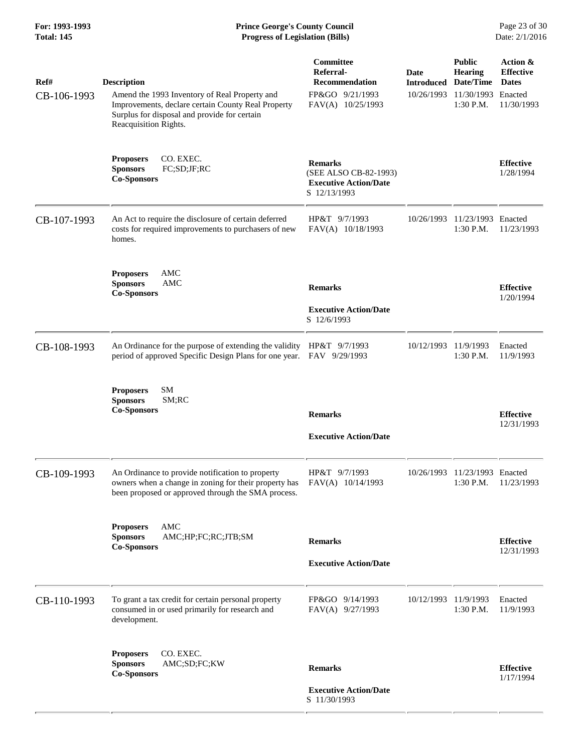| Ref# | Description | Committee Referral-Recommendation | Date Introduced | Public Hearing Date/Time | Action & Effective Dates |
|---|---|---|---|---|---|
| CB-106-1993 | Amend the 1993 Inventory of Real Property and Improvements, declare certain County Real Property Surplus for disposal and provide for certain Reacquisition Rights. | FP&GO 9/21/1993<br>FAV(A) 10/25/1993 | 10/26/1993 | 11/30/1993<br>1:30 P.M. | Enacted<br>11/30/1993 |
| | **Proposers** CO. EXEC.<br>**Sponsors** FC;SD;JF;RC<br>**Co-Sponsors** | **Remarks**<br>(SEE ALSO CB-82-1993)<br>**Executive Action/Date**<br>S 12/13/1993 | | | **Effective**<br>1/28/1994 |
| CB-107-1993 | An Act to require the disclosure of certain deferred costs for required improvements to purchasers of new homes. | HP&T 9/7/1993<br>FAV(A) 10/18/1993 | 10/26/1993 | 11/23/1993<br>1:30 P.M. | Enacted<br>11/23/1993 |
| | **Proposers** AMC<br>**Sponsors** AMC<br>**Co-Sponsors** | **Remarks**<br>**Executive Action/Date**<br>S 12/6/1993 | | | **Effective**<br>1/20/1994 |
| CB-108-1993 | An Ordinance for the purpose of extending the validity period of approved Specific Design Plans for one year. | HP&T 9/7/1993<br>FAV 9/29/1993 | 10/12/1993 | 11/9/1993<br>1:30 P.M. | Enacted<br>11/9/1993 |
| | **Proposers** SM<br>**Sponsors** SM;RC<br>**Co-Sponsors** | **Remarks**<br>**Executive Action/Date** | | | **Effective**<br>12/31/1993 |
| CB-109-1993 | An Ordinance to provide notification to property owners when a change in zoning for their property has been proposed or approved through the SMA process. | HP&T 9/7/1993<br>FAV(A) 10/14/1993 | 10/26/1993 | 11/23/1993<br>1:30 P.M. | Enacted<br>11/23/1993 |
| | **Proposers** AMC<br>**Sponsors** AMC;HP;FC;RC;JTB;SM<br>**Co-Sponsors** | **Remarks**<br>**Executive Action/Date** | | | **Effective**<br>12/31/1993 |
| CB-110-1993 | To grant a tax credit for certain personal property consumed in or used primarily for research and development. | FP&GO 9/14/1993<br>FAV(A) 9/27/1993 | 10/12/1993 | 11/9/1993<br>1:30 P.M. | Enacted<br>11/9/1993 |
| | **Proposers** CO. EXEC.<br>**Sponsors** AMC;SD;FC;KW<br>**Co-Sponsors** | **Remarks**<br>**Executive Action/Date**<br>S 11/30/1993 | | | **Effective**<br>1/17/1994 |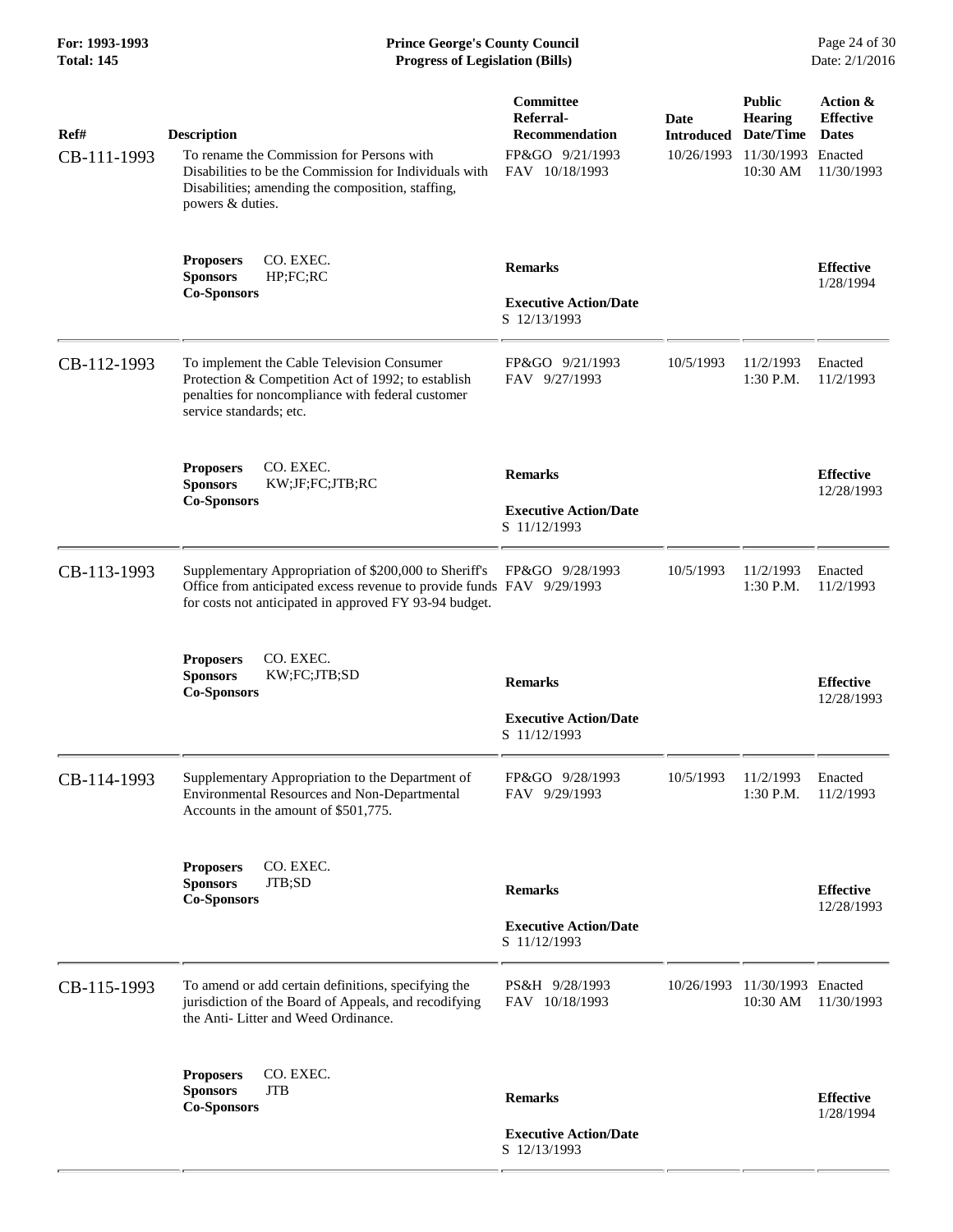| Ref# | Description | Committee Referral-Recommendation | Date Introduced | Public Hearing Date/Time | Action & Effective Dates |
|---|---|---|---|---|---|
| CB-111-1993 | To rename the Commission for Persons with Disabilities to be the Commission for Individuals with Disabilities; amending the composition, staffing, powers & duties. | FP&GO 9/21/1993<br>FAV 10/18/1993 | 10/26/1993 | 11/30/1993<br>10:30 AM | Enacted<br>11/30/1993 |
| | **Proposers** CO. EXEC.<br>**Sponsors** HP;FC;RC<br>**Co-Sponsors** | **Remarks**<br><br>**Executive Action/Date**<br>S 12/13/1993 | | | **Effective**<br>1/28/1994 |
| CB-112-1993 | To implement the Cable Television Consumer Protection & Competition Act of 1992; to establish penalties for noncompliance with federal customer service standards; etc. | FP&GO 9/21/1993<br>FAV 9/27/1993 | 10/5/1993 | 11/2/1993<br>1:30 P.M. | Enacted<br>11/2/1993 |
| | **Proposers** CO. EXEC.<br>**Sponsors** KW;JF;FC;JTB;RC<br>**Co-Sponsors** | **Remarks**<br><br>**Executive Action/Date**<br>S 11/12/1993 | | | **Effective**<br>12/28/1993 |
| CB-113-1993 | Supplementary Appropriation of $200,000 to Sheriff's Office from anticipated excess revenue to provide funds for costs not anticipated in approved FY 93-94 budget. | FP&GO 9/28/1993<br>FAV 9/29/1993 | 10/5/1993 | 11/2/1993<br>1:30 P.M. | Enacted<br>11/2/1993 |
| | **Proposers** CO. EXEC.<br>**Sponsors** KW;FC;JTB;SD<br>**Co-Sponsors** | **Remarks**<br><br>**Executive Action/Date**<br>S 11/12/1993 | | | **Effective**<br>12/28/1993 |
| CB-114-1993 | Supplementary Appropriation to the Department of Environmental Resources and Non-Departmental Accounts in the amount of $501,775. | FP&GO 9/28/1993<br>FAV 9/29/1993 | 10/5/1993 | 11/2/1993<br>1:30 P.M. | Enacted<br>11/2/1993 |
| | **Proposers** CO. EXEC.<br>**Sponsors** JTB;SD<br>**Co-Sponsors** | **Remarks**<br><br>**Executive Action/Date**<br>S 11/12/1993 | | | **Effective**<br>12/28/1993 |
| CB-115-1993 | To amend or add certain definitions, specifying the jurisdiction of the Board of Appeals, and recodifying the Anti- Litter and Weed Ordinance. | PS&H 9/28/1993<br>FAV 10/18/1993 | 10/26/1993 | 11/30/1993<br>10:30 AM | Enacted<br>11/30/1993 |
| | **Proposers** CO. EXEC.<br>**Sponsors** JTB<br>**Co-Sponsors** | **Remarks**<br><br>**Executive Action/Date**<br>S 12/13/1993 | | | **Effective**<br>1/28/1994 |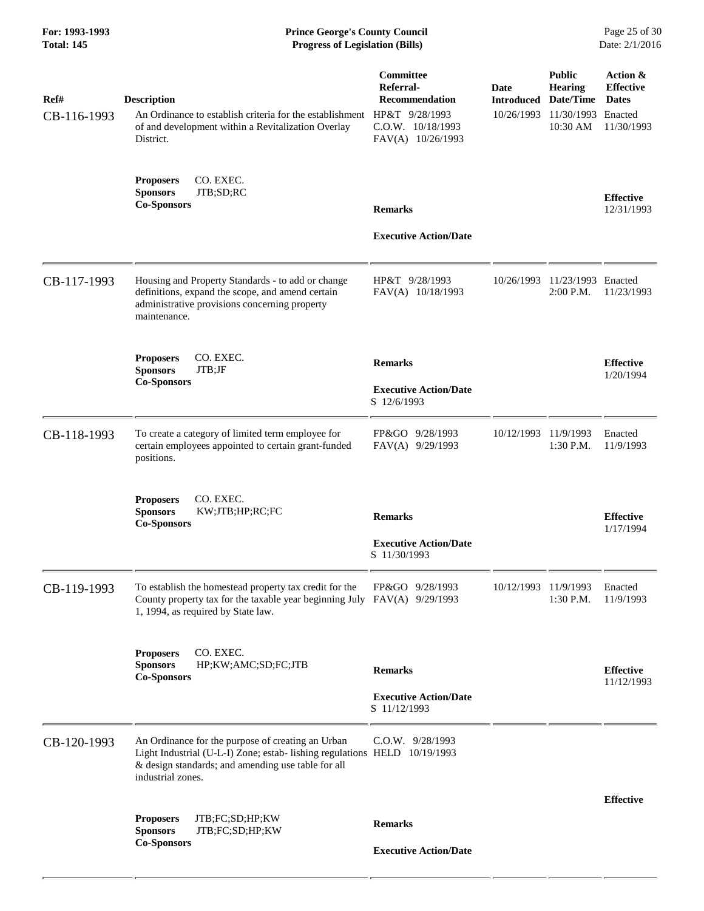| Ref# | Description | Committee Referral-Recommendation | Date Introduced | Public Hearing Date/Time | Action & Effective Dates |
|---|---|---|---|---|---|
| CB-116-1993 | An Ordinance to establish criteria for the establishment of and development within a Revitalization Overlay District. | HP&T 9/28/1993<br>C.O.W. 10/18/1993<br>FAV(A) 10/26/1993 | 10/26/1993 | 11/30/1993<br>10:30 AM | Enacted<br>11/30/1993 |
| | **Proposers** CO. EXEC.<br>**Sponsors** JTB;SD;RC<br>**Co-Sponsors** | **Remarks**<br><br>**Executive Action/Date** | | | **Effective**<br>12/31/1993 |
| CB-117-1993 | Housing and Property Standards - to add or change definitions, expand the scope, and amend certain administrative provisions concerning property maintenance. | HP&T 9/28/1993<br>FAV(A) 10/18/1993 | 10/26/1993 | 11/23/1993<br>2:00 P.M. | Enacted<br>11/23/1993 |
| | **Proposers** CO. EXEC.<br>**Sponsors** JTB;JF<br>**Co-Sponsors** | **Remarks**<br><br>**Executive Action/Date**<br>S 12/6/1993 | | | **Effective**<br>1/20/1994 |
| CB-118-1993 | To create a category of limited term employee for certain employees appointed to certain grant-funded positions. | FP&GO 9/28/1993<br>FAV(A) 9/29/1993 | 10/12/1993 | 11/9/1993<br>1:30 P.M. | Enacted<br>11/9/1993 |
| | **Proposers** CO. EXEC.<br>**Sponsors** KW;JTB;HP;RC;FC<br>**Co-Sponsors** | **Remarks**<br><br>**Executive Action/Date**<br>S 11/30/1993 | | | **Effective**<br>1/17/1994 |
| CB-119-1993 | To establish the homestead property tax credit for the County property tax for the taxable year beginning July 1, 1994, as required by State law. | FP&GO 9/28/1993<br>FAV(A) 9/29/1993 | 10/12/1993 | 11/9/1993<br>1:30 P.M. | Enacted<br>11/9/1993 |
| | **Proposers** CO. EXEC.<br>**Sponsors** HP;KW;AMC;SD;FC;JTB<br>**Co-Sponsors** | **Remarks**<br><br>**Executive Action/Date**<br>S 11/12/1993 | | | **Effective**<br>11/12/1993 |
| CB-120-1993 | An Ordinance for the purpose of creating an Urban Light Industrial (U-L-I) Zone; estab- lishing regulations & design standards; and amending use table for all industrial zones. | C.O.W. 9/28/1993<br>HELD 10/19/1993 | | | |
| | **Proposers** JTB;FC;SD;HP;KW<br>**Sponsors** JTB;FC;SD;HP;KW<br>**Co-Sponsors** | **Remarks**<br><br>**Executive Action/Date** | | | **Effective** |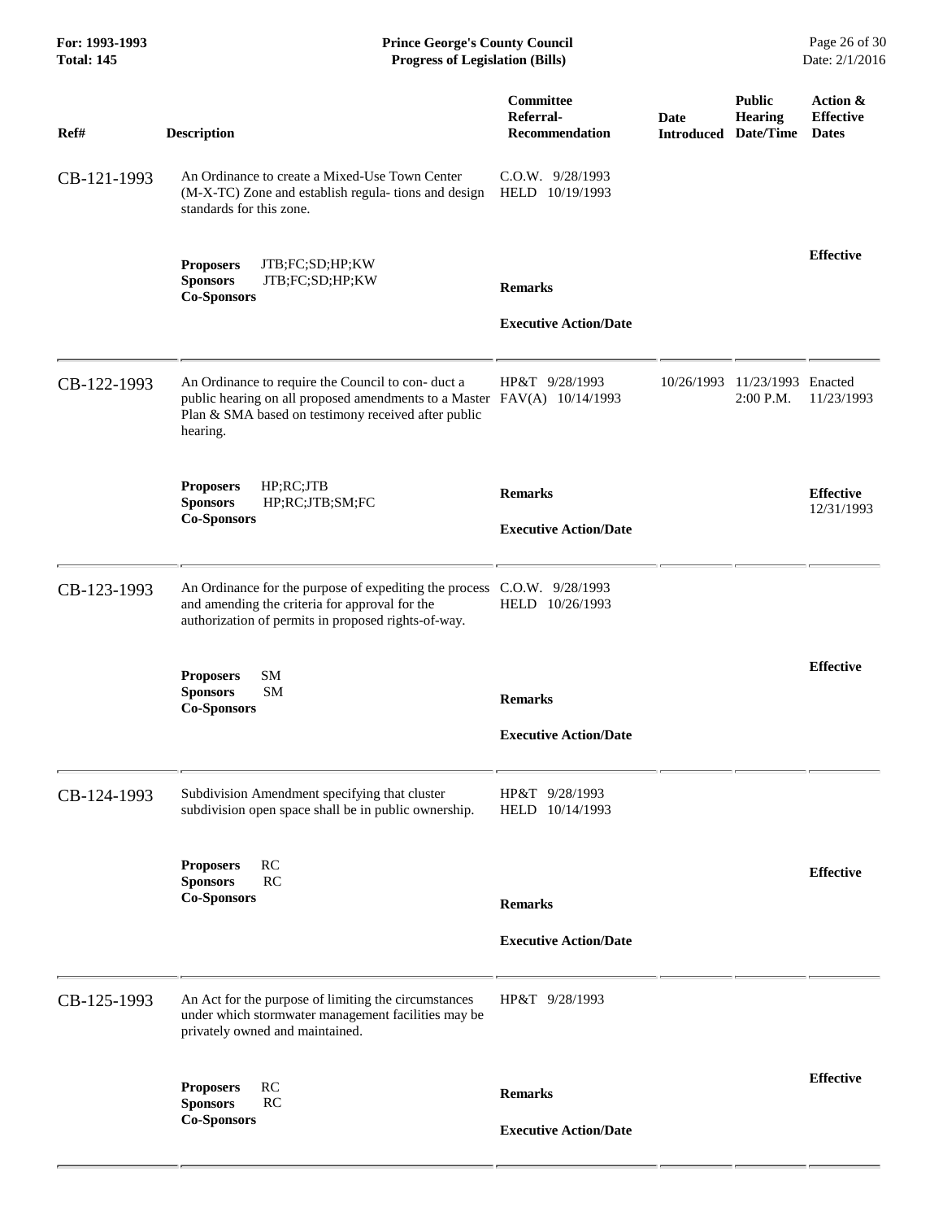| Ref# | Description | Committee Referral-Recommendation | Date Introduced | Public Hearing Date/Time | Action & Effective Dates |
|---|---|---|---|---|---|
| CB-121-1993 | An Ordinance to create a Mixed-Use Town Center (M-X-TC) Zone and establish regula- tions and design standards for this zone. | C.O.W. 9/28/1993<br>HELD 10/19/1993 | | | |
| | **Proposers** JTB;FC;SD;HP;KW<br>**Sponsors** JTB;FC;SD;HP;KW<br>**Co-Sponsors** | **Remarks**<br><br>**Executive Action/Date** | | | **Effective** |
| CB-122-1993 | An Ordinance to require the Council to con- duct a public hearing on all proposed amendments to a Master Plan & SMA based on testimony received after public hearing. | HP&T 9/28/1993<br>FAV(A) 10/14/1993 | 10/26/1993 | 11/23/1993<br>2:00 P.M. | Enacted<br>11/23/1993 |
| | **Proposers** HP;RC;JTB<br>**Sponsors** HP;RC;JTB;SM;FC<br>**Co-Sponsors** | **Remarks**<br><br>**Executive Action/Date** | | | **Effective**<br>12/31/1993 |
| CB-123-1993 | An Ordinance for the purpose of expediting the process and amending the criteria for approval for the authorization of permits in proposed rights-of-way. | C.O.W. 9/28/1993<br>HELD 10/26/1993 | | | |
| | **Proposers** SM<br>**Sponsors** SM<br>**Co-Sponsors** | **Remarks**<br><br>**Executive Action/Date** | | | **Effective** |
| CB-124-1993 | Subdivision Amendment specifying that cluster subdivision open space shall be in public ownership. | HP&T 9/28/1993<br>HELD 10/14/1993 | | | |
| | **Proposers** RC<br>**Sponsors** RC<br>**Co-Sponsors** | **Remarks**<br><br>**Executive Action/Date** | | | **Effective** |
| CB-125-1993 | An Act for the purpose of limiting the circumstances under which stormwater management facilities may be privately owned and maintained. | HP&T 9/28/1993 | | | |
| | **Proposers** RC<br>**Sponsors** RC<br>**Co-Sponsors** | **Remarks**<br><br>**Executive Action/Date** | | | **Effective** |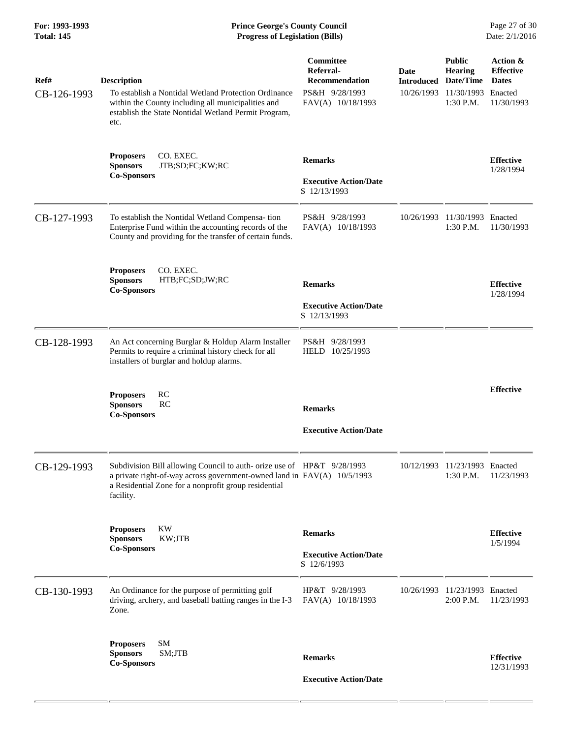| Ref# | Description | Committee Referral-Recommendation | Date Introduced | Public Hearing Date/Time | Action & Effective Dates |
|---|---|---|---|---|---|
| CB-126-1993 | To establish a Nontidal Wetland Protection Ordinance within the County including all municipalities and establish the State Nontidal Wetland Permit Program, etc. | PS&H 9/28/1993<br>FAV(A) 10/18/1993 | 10/26/1993 | 11/30/1993<br>1:30 P.M. | Enacted<br>11/30/1993 |
| | **Proposers** CO. EXEC.<br>**Sponsors** JTB;SD;FC;KW;RC<br>**Co-Sponsors** | **Remarks**<br><br>**Executive Action/Date**<br>S 12/13/1993 | | | **Effective**<br>1/28/1994 |
| CB-127-1993 | To establish the Nontidal Wetland Compensa- tion Enterprise Fund within the accounting records of the County and providing for the transfer of certain funds. | PS&H 9/28/1993<br>FAV(A) 10/18/1993 | 10/26/1993 | 11/30/1993<br>1:30 P.M. | Enacted<br>11/30/1993 |
| | **Proposers** CO. EXEC.<br>**Sponsors** HTB;FC;SD;JW;RC<br>**Co-Sponsors** | **Remarks**<br><br>**Executive Action/Date**<br>S 12/13/1993 | | | **Effective**<br>1/28/1994 |
| CB-128-1993 | An Act concerning Burglar & Holdup Alarm Installer Permits to require a criminal history check for all installers of burglar and holdup alarms. | PS&H 9/28/1993<br>HELD 10/25/1993 | | | |
| | **Proposers** RC<br>**Sponsors** RC<br>**Co-Sponsors** | **Remarks**<br><br>**Executive Action/Date** | | | **Effective** |
| CB-129-1993 | Subdivision Bill allowing Council to auth- orize use of a private right-of-way across government-owned land in a Residential Zone for a nonprofit group residential facility. | HP&T 9/28/1993<br>FAV(A) 10/5/1993 | 10/12/1993 | 11/23/1993<br>1:30 P.M. | Enacted<br>11/23/1993 |
| | **Proposers** KW<br>**Sponsors** KW;JTB<br>**Co-Sponsors** | **Remarks**<br><br>**Executive Action/Date**<br>S 12/6/1993 | | | **Effective**<br>1/5/1994 |
| CB-130-1993 | An Ordinance for the purpose of permitting golf driving, archery, and baseball batting ranges in the I-3 Zone. | HP&T 9/28/1993<br>FAV(A) 10/18/1993 | 10/26/1993 | 11/23/1993<br>2:00 P.M. | Enacted<br>11/23/1993 |
| | **Proposers** SM<br>**Sponsors** SM;JTB<br>**Co-Sponsors** | **Remarks**<br><br>**Executive Action/Date** | | | **Effective**<br>12/31/1993 |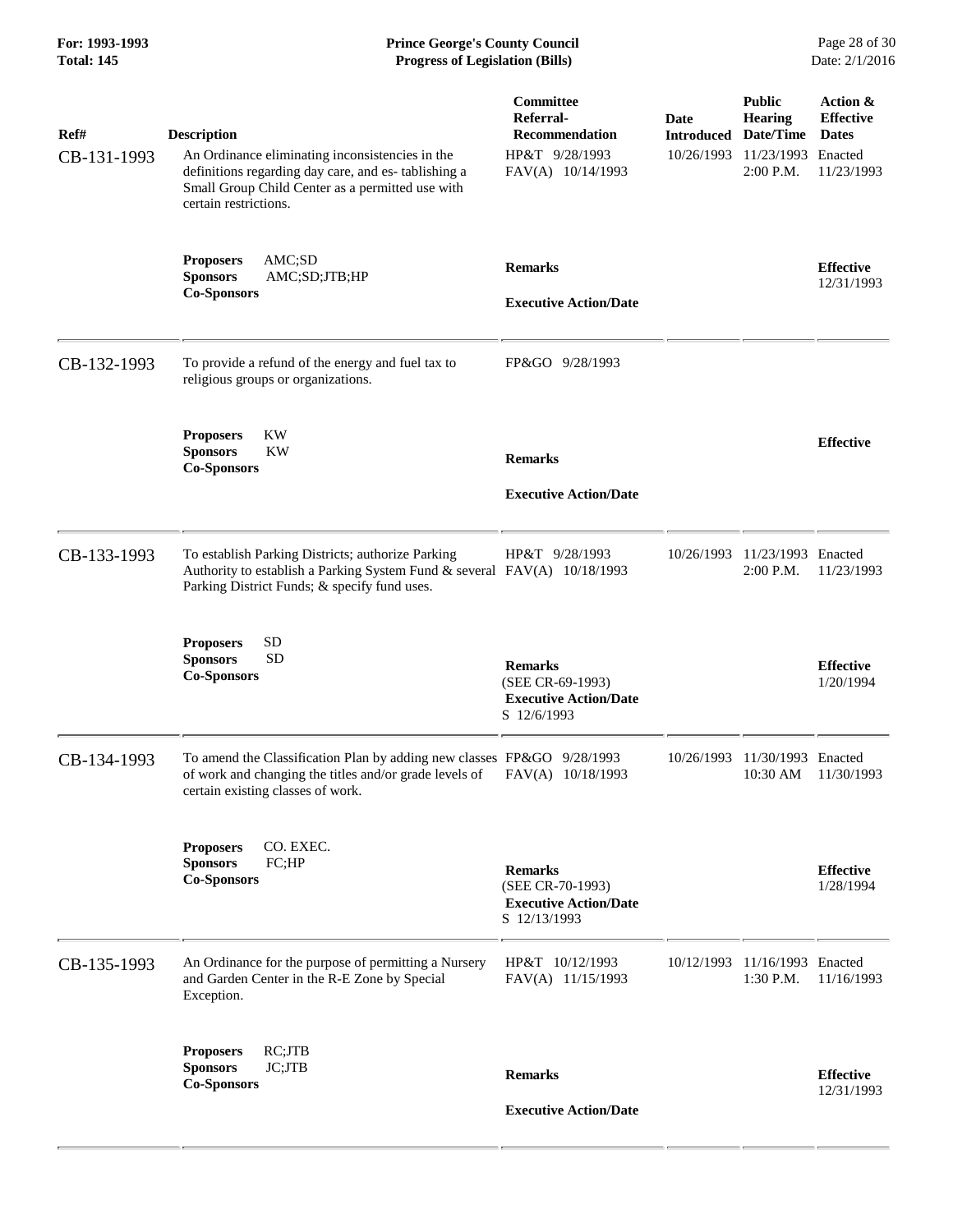| Ref# | Description | Committee Referral-Recommendation | Date Introduced | Public Hearing Date/Time | Action & Effective Dates |
|---|---|---|---|---|---|
| CB-131-1993 | An Ordinance eliminating inconsistencies in the definitions regarding day care, and es- tablishing a Small Group Child Center as a permitted use with certain restrictions. | HP&T 9/28/1993<br>FAV(A) 10/14/1993 | 10/26/1993 | 11/23/1993<br>2:00 P.M. | Enacted<br>11/23/1993 |
| | **Proposers** AMC;SD<br>**Sponsors** AMC;SD;JTB;HP<br>**Co-Sponsors** | **Remarks**<br><br>**Executive Action/Date** | | | **Effective**<br>12/31/1993 |
| CB-132-1993 | To provide a refund of the energy and fuel tax to religious groups or organizations. | FP&GO 9/28/1993 | | | |
| | **Proposers** KW<br>**Sponsors** KW<br>**Co-Sponsors** | **Remarks**<br><br>**Executive Action/Date** | | | **Effective** |
| CB-133-1993 | To establish Parking Districts; authorize Parking Authority to establish a Parking System Fund & several Parking District Funds; & specify fund uses. | HP&T 9/28/1993<br>FAV(A) 10/18/1993 | 10/26/1993 | 11/23/1993<br>2:00 P.M. | Enacted<br>11/23/1993 |
| | **Proposers** SD<br>**Sponsors** SD<br>**Co-Sponsors** | **Remarks**<br>(SEE CR-69-1993)<br>**Executive Action/Date**<br>S 12/6/1993 | | | **Effective**<br>1/20/1994 |
| CB-134-1993 | To amend the Classification Plan by adding new classes of work and changing the titles and/or grade levels of certain existing classes of work. | FP&GO 9/28/1993<br>FAV(A) 10/18/1993 | 10/26/1993 | 11/30/1993<br>10:30 AM | Enacted<br>11/30/1993 |
| | **Proposers** CO. EXEC.<br>**Sponsors** FC;HP<br>**Co-Sponsors** | **Remarks**<br>(SEE CR-70-1993)<br>**Executive Action/Date**<br>S 12/13/1993 | | | **Effective**<br>1/28/1994 |
| CB-135-1993 | An Ordinance for the purpose of permitting a Nursery and Garden Center in the R-E Zone by Special Exception. | HP&T 10/12/1993<br>FAV(A) 11/15/1993 | 10/12/1993 | 11/16/1993<br>1:30 P.M. | Enacted<br>11/16/1993 |
| | **Proposers** RC;JTB<br>**Sponsors** JC;JTB<br>**Co-Sponsors** | **Remarks**<br><br>**Executive Action/Date** | | | **Effective**<br>12/31/1993 |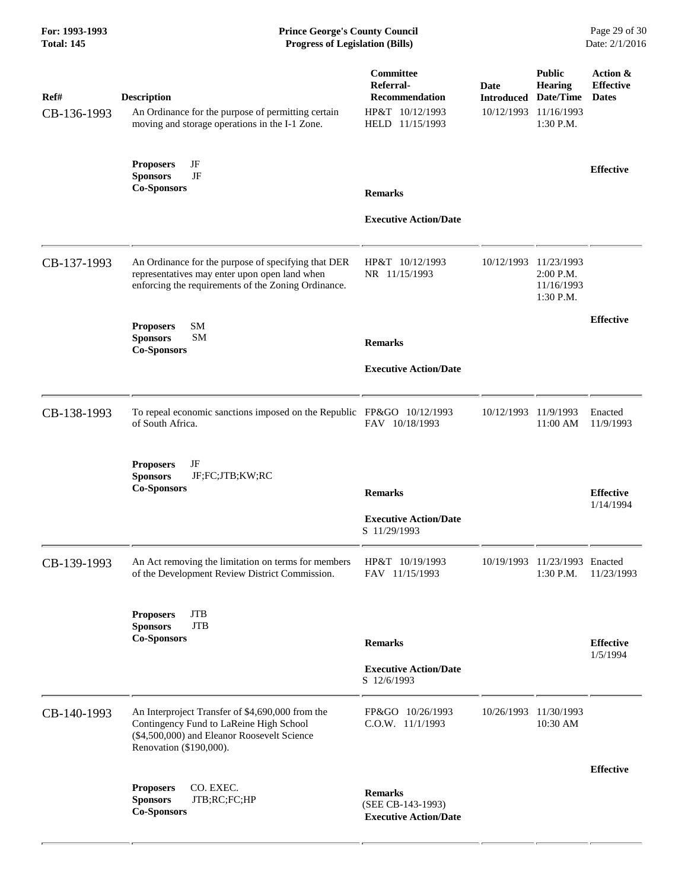| Ref# | Description | Committee Referral-Recommendation | Date Introduced | Public Hearing Date/Time | Action & Effective Dates |
|---|---|---|---|---|---|
| CB-136-1993 | An Ordinance for the purpose of permitting certain moving and storage operations in the I-1 Zone. | HP&T 10/12/1993<br>HELD 11/15/1993 | 10/12/1993 | 11/16/1993<br>1:30 P.M. | |
| | **Proposers** JF<br>**Sponsors** JF<br>**Co-Sponsors** | **Remarks**<br><br>**Executive Action/Date** | | | **Effective** |
| CB-137-1993 | An Ordinance for the purpose of specifying that DER representatives may enter upon open land when enforcing the requirements of the Zoning Ordinance. | HP&T 10/12/1993<br>NR 11/15/1993 | 10/12/1993 | 11/23/1993<br>2:00 P.M.<br>11/16/1993<br>1:30 P.M. | |
| | **Proposers** SM<br>**Sponsors** SM<br>**Co-Sponsors** | **Remarks**<br><br>**Executive Action/Date** | | | **Effective** |
| CB-138-1993 | To repeal economic sanctions imposed on the Republic of South Africa. | FP&GO 10/12/1993<br>FAV 10/18/1993 | 10/12/1993 | 11/9/1993<br>11:00 AM | Enacted<br>11/9/1993 |
| | **Proposers** JF<br>**Sponsors** JF;FC;JTB;KW;RC<br>**Co-Sponsors** | **Remarks**<br><br>**Executive Action/Date**<br>S 11/29/1993 | | | **Effective**<br>1/14/1994 |
| CB-139-1993 | An Act removing the limitation on terms for members of the Development Review District Commission. | HP&T 10/19/1993<br>FAV 11/15/1993 | 10/19/1993 | 11/23/1993<br>1:30 P.M. | Enacted<br>11/23/1993 |
| | **Proposers** JTB<br>**Sponsors** JTB<br>**Co-Sponsors** | **Remarks**<br><br>**Executive Action/Date**<br>S 12/6/1993 | | | **Effective**<br>1/5/1994 |
| CB-140-1993 | An Interproject Transfer of $4,690,000 from the Contingency Fund to LaReine High School ($4,500,000) and Eleanor Roosevelt Science Renovation ($190,000). | FP&GO 10/26/1993<br>C.O.W. 11/1/1993 | 10/26/1993 | 11/30/1993<br>10:30 AM | |
| | **Proposers** CO. EXEC.<br>**Sponsors** JTB;RC;FC;HP<br>**Co-Sponsors** | **Remarks**<br>(SEE CB-143-1993)<br>**Executive Action/Date** | | | **Effective** |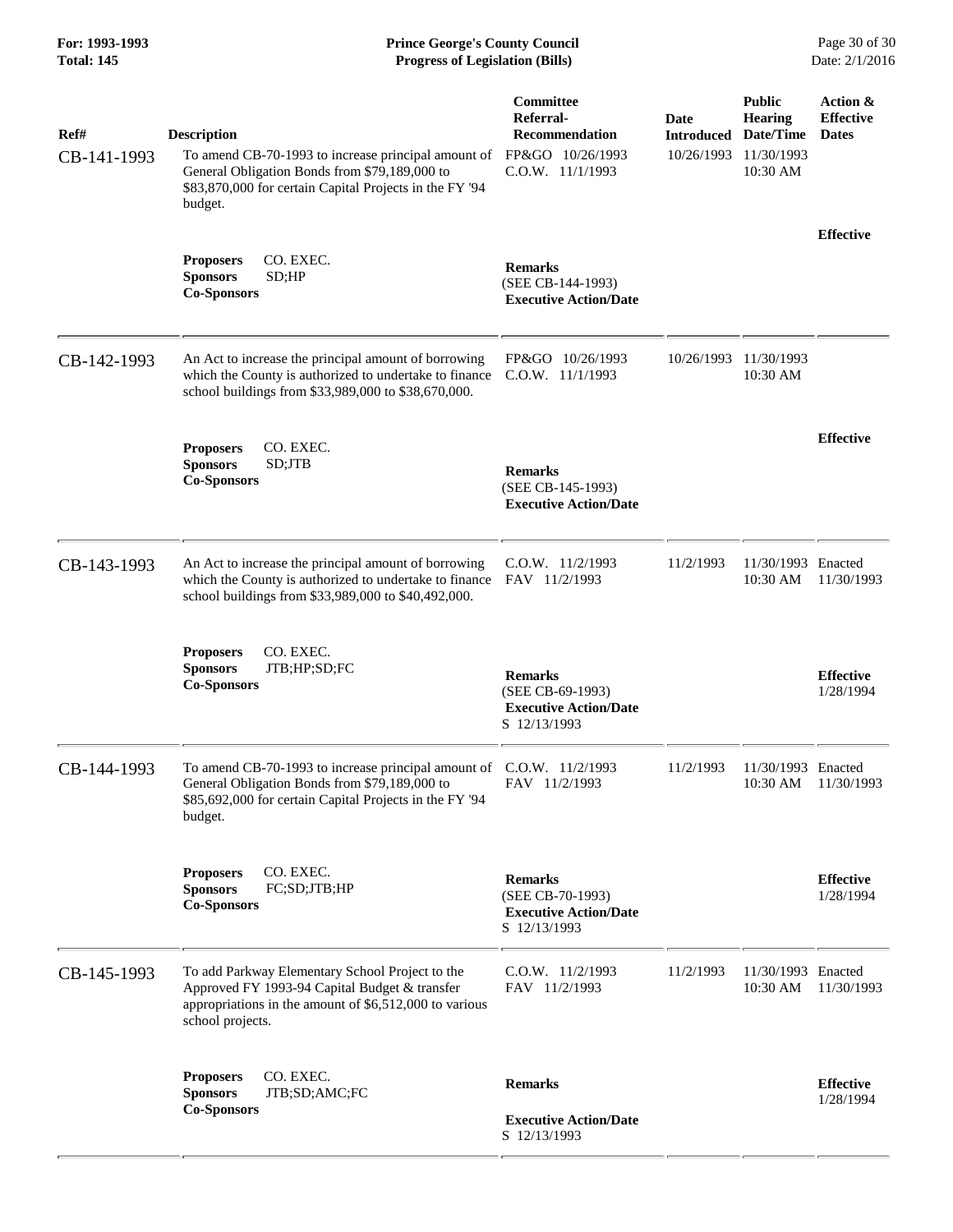| Ref# | Description | Committee Referral-Recommendation | Date Introduced | Public Hearing Date/Time | Action & Effective Dates |
|---|---|---|---|---|---|
| CB-141-1993 | To amend CB-70-1993 to increase principal amount of General Obligation Bonds from $79,189,000 to $83,870,000 for certain Capital Projects in the FY '94 budget. | FP&GO 10/26/1993<br>C.O.W. 11/1/1993 | 10/26/1993 | 11/30/1993<br>10:30 AM | |
| | **Proposers** CO. EXEC.<br>**Sponsors** SD;HP<br>**Co-Sponsors** | **Remarks**<br>(SEE CB-144-1993)<br>**Executive Action/Date** | | | **Effective** |
| CB-142-1993 | An Act to increase the principal amount of borrowing which the County is authorized to undertake to finance school buildings from $33,989,000 to $38,670,000. | FP&GO 10/26/1993<br>C.O.W. 11/1/1993 | 10/26/1993 | 11/30/1993<br>10:30 AM | |
| | **Proposers** CO. EXEC.<br>**Sponsors** SD;JTB<br>**Co-Sponsors** | **Remarks**<br>(SEE CB-145-1993)<br>**Executive Action/Date** | | | **Effective** |
| CB-143-1993 | An Act to increase the principal amount of borrowing which the County is authorized to undertake to finance school buildings from $33,989,000 to $40,492,000. | C.O.W. 11/2/1993<br>FAV 11/2/1993 | 11/2/1993 | 11/30/1993<br>10:30 AM | Enacted<br>11/30/1993 |
| | **Proposers** CO. EXEC.<br>**Sponsors** JTB;HP;SD;FC<br>**Co-Sponsors** | **Remarks**<br>(SEE CB-69-1993)<br>**Executive Action/Date**<br>S 12/13/1993 | | | **Effective**<br>1/28/1994 |
| CB-144-1993 | To amend CB-70-1993 to increase principal amount of General Obligation Bonds from $79,189,000 to $85,692,000 for certain Capital Projects in the FY '94 budget. | C.O.W. 11/2/1993<br>FAV 11/2/1993 | 11/2/1993 | 11/30/1993<br>10:30 AM | Enacted<br>11/30/1993 |
| | **Proposers** CO. EXEC.<br>**Sponsors** FC;SD;JTB;HP<br>**Co-Sponsors** | **Remarks**<br>(SEE CB-70-1993)<br>**Executive Action/Date**<br>S 12/13/1993 | | | **Effective**<br>1/28/1994 |
| CB-145-1993 | To add Parkway Elementary School Project to the Approved FY 1993-94 Capital Budget & transfer appropriations in the amount of $6,512,000 to various school projects. | C.O.W. 11/2/1993<br>FAV 11/2/1993 | 11/2/1993 | 11/30/1993<br>10:30 AM | Enacted<br>11/30/1993 |
| | **Proposers** CO. EXEC.<br>**Sponsors** JTB;SD;AMC;FC<br>**Co-Sponsors** | **Remarks**<br>**Executive Action/Date**<br>S 12/13/1993 | | | **Effective**<br>1/28/1994 |